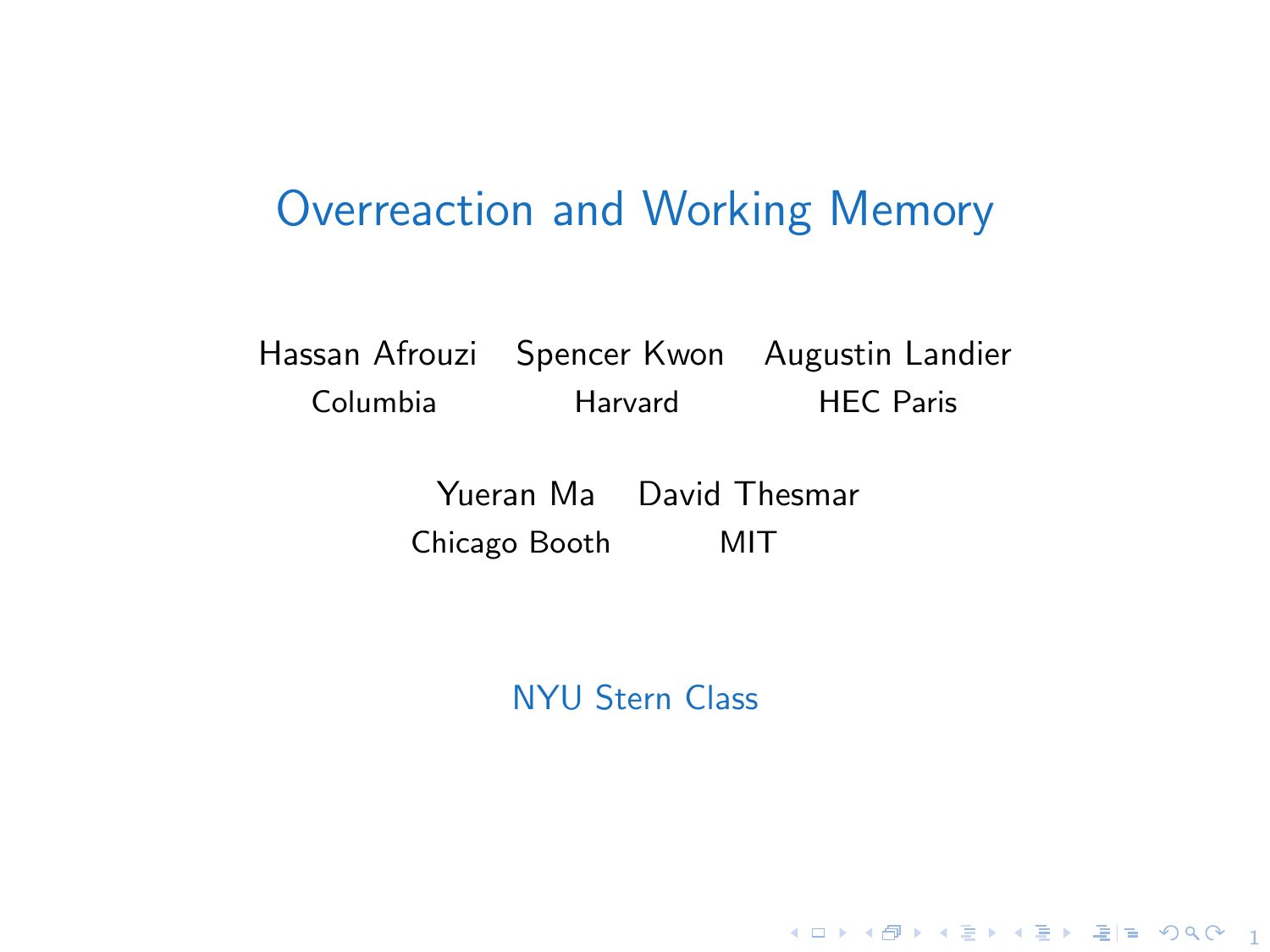# Overreaction and Working Memory

Hassan Afrouzi — Columbia

Spencer Kwon — Harvard

Augustin Landier — HEC Paris

Yueran Ma — Chicago Booth

David Thesmar — MIT

NYU Stern Class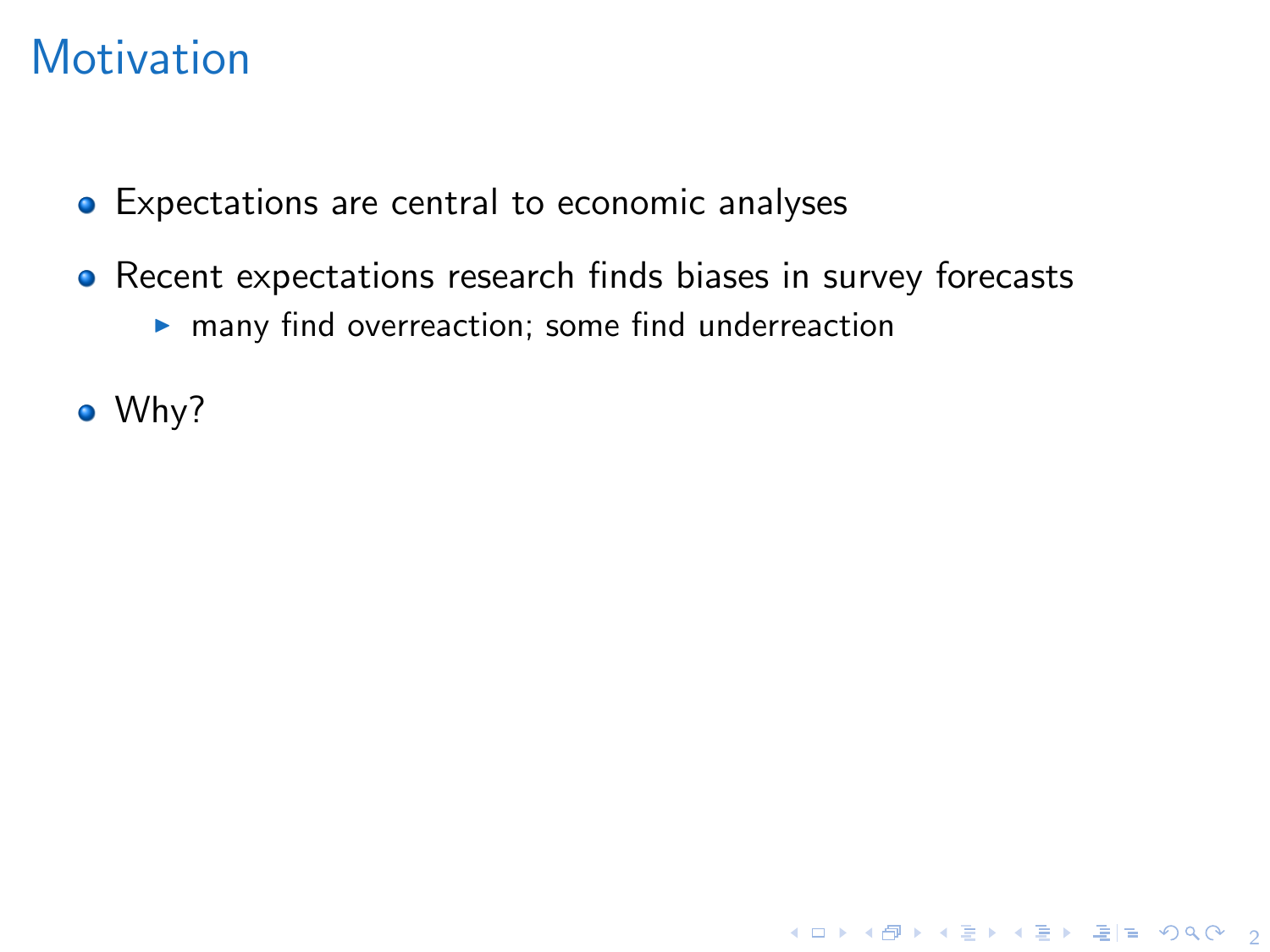# Motivation

- Expectations are central to economic analyses
- Recent expectations research finds biases in survey forecasts
  - many find overreaction; some find underreaction
- Why?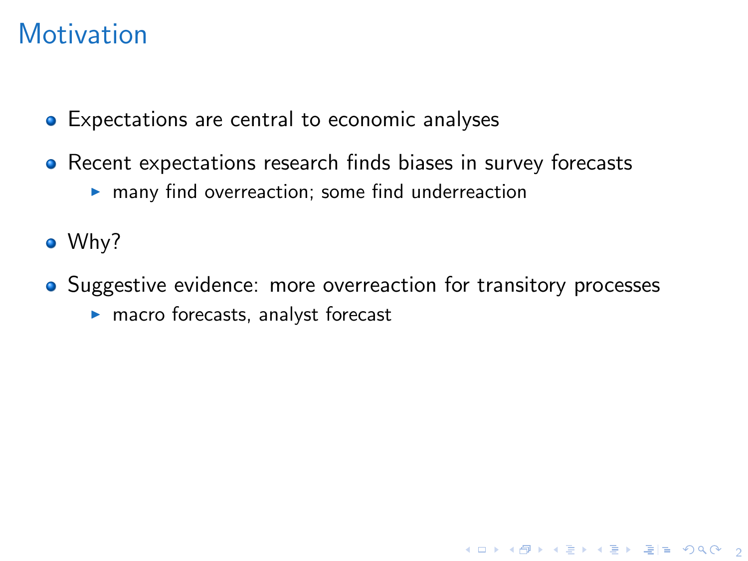# Motivation

- Expectations are central to economic analyses
- Recent expectations research finds biases in survey forecasts
  - many find overreaction; some find underreaction
- Why?
- Suggestive evidence: more overreaction for transitory processes
  - macro forecasts, analyst forecast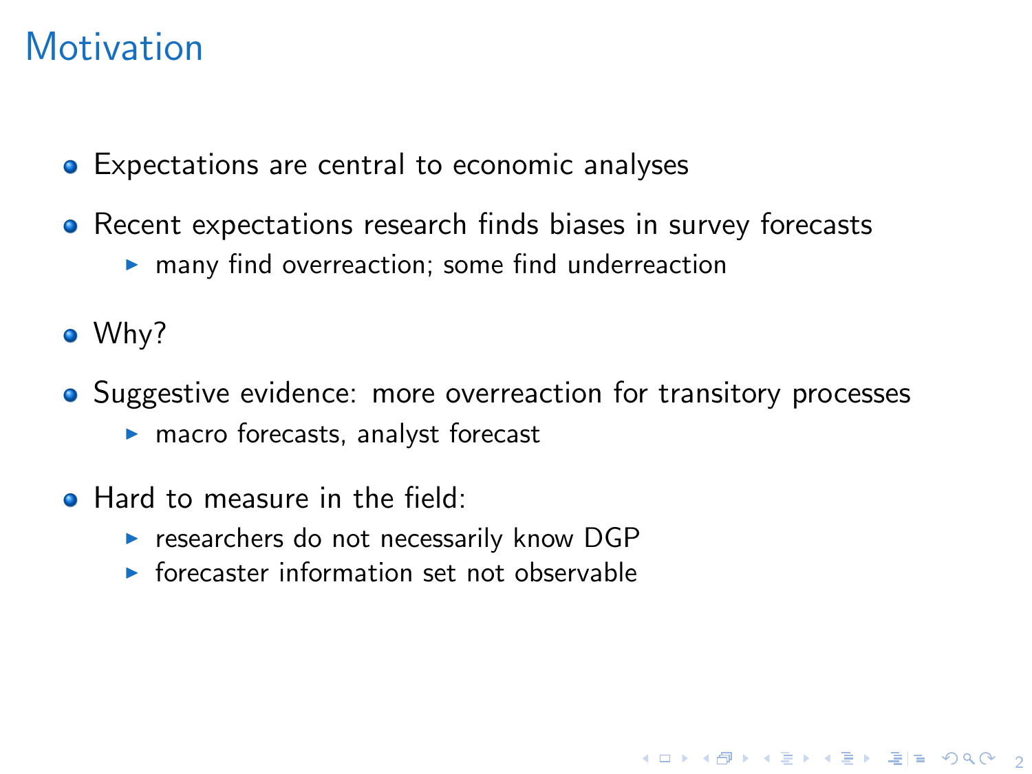# Motivation

- Expectations are central to economic analyses
- Recent expectations research finds biases in survey forecasts
  - many find overreaction; some find underreaction
- Why?
- Suggestive evidence: more overreaction for transitory processes
  - macro forecasts, analyst forecast
- Hard to measure in the field:
  - researchers do not necessarily know DGP
  - forecaster information set not observable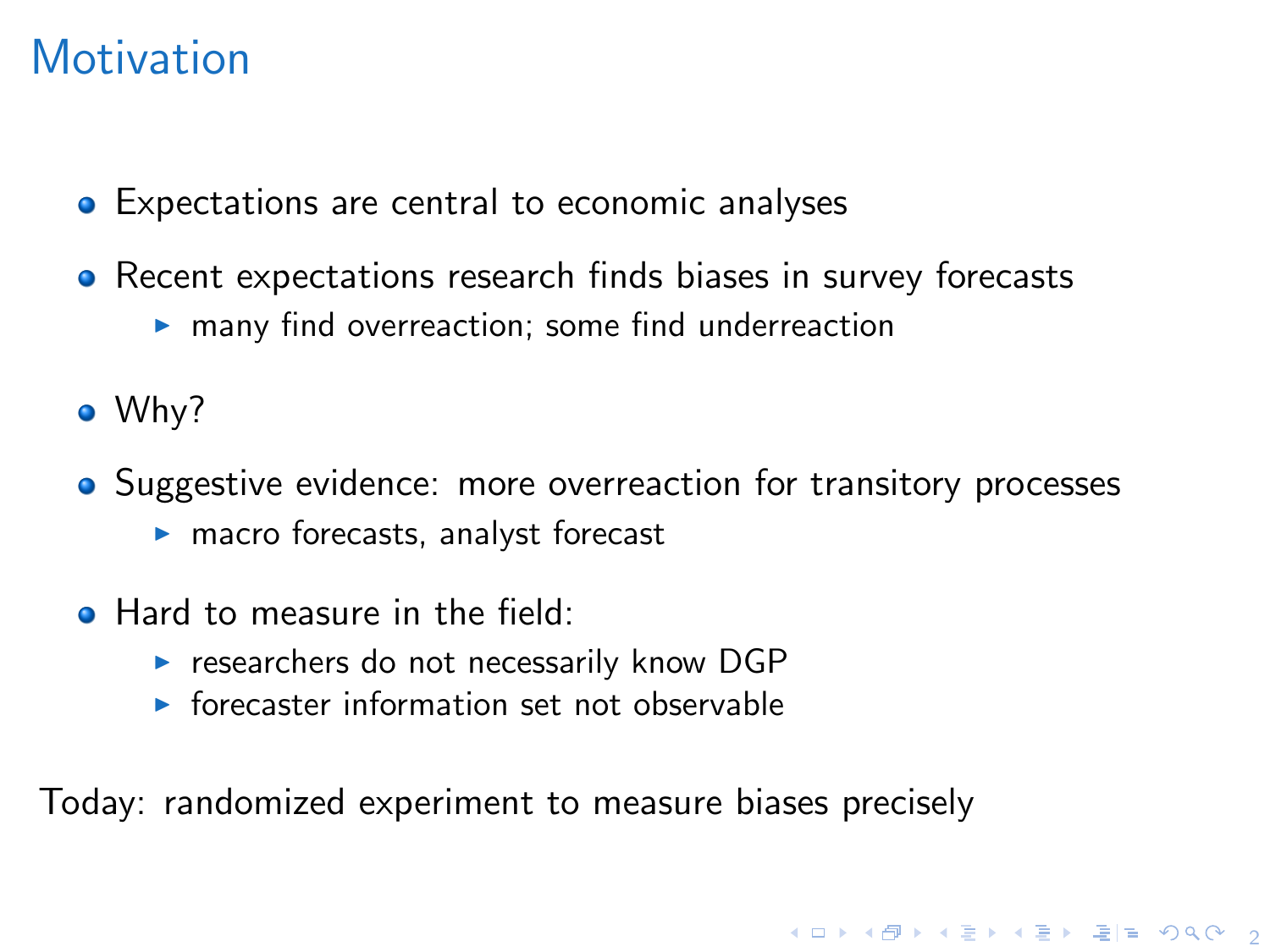# Motivation

- Expectations are central to economic analyses
- Recent expectations research finds biases in survey forecasts
  - many find overreaction; some find underreaction
- Why?
- Suggestive evidence: more overreaction for transitory processes
  - macro forecasts, analyst forecast
- Hard to measure in the field:
  - researchers do not necessarily know DGP
  - forecaster information set not observable

Today: randomized experiment to measure biases precisely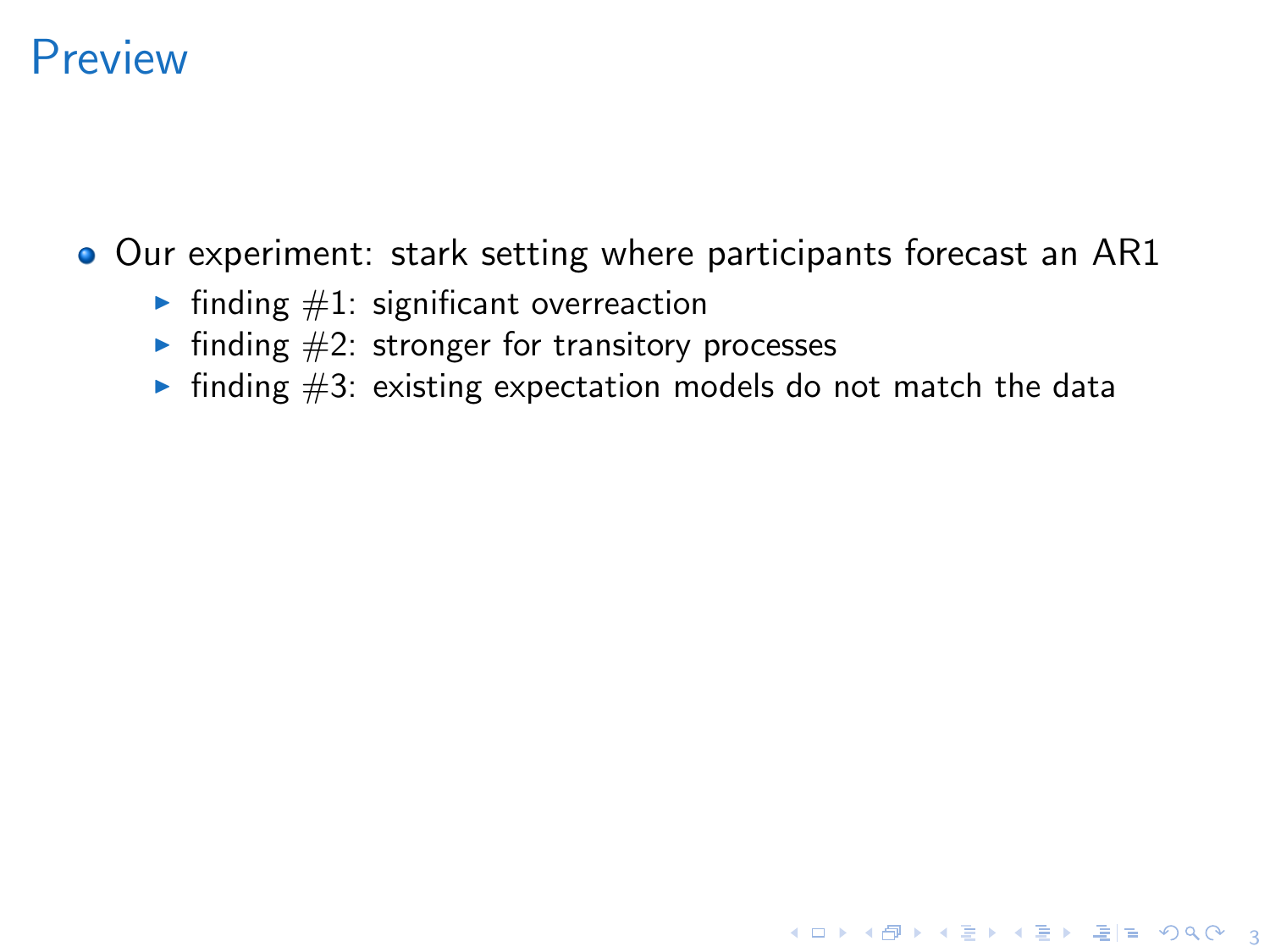# Preview

- Our experiment: stark setting where participants forecast an AR1
  - finding #1: significant overreaction
  - finding #2: stronger for transitory processes
  - finding #3: existing expectation models do not match the data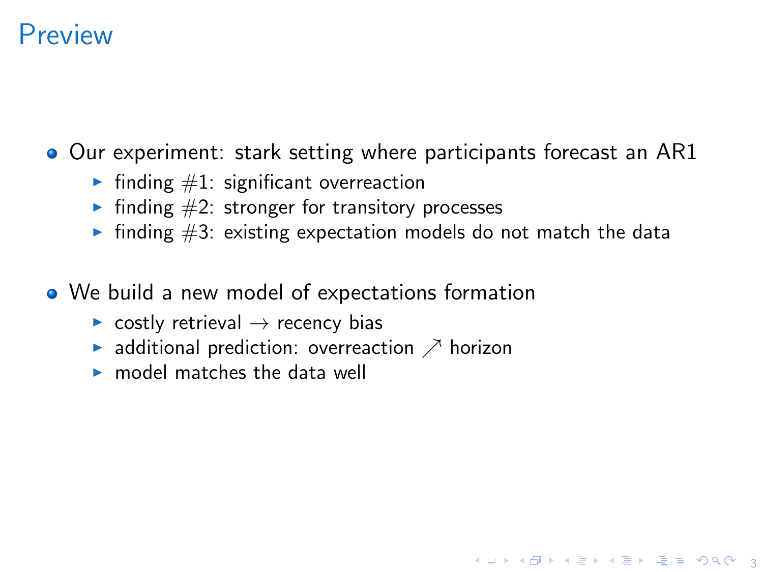# Preview

- Our experiment: stark setting where participants forecast an AR1
  - finding #1: significant overreaction
  - finding #2: stronger for transitory processes
  - finding #3: existing expectation models do not match the data
- We build a new model of expectations formation
  - costly retrieval $\rightarrow$ recency bias
  - additional prediction: overreaction $\nearrow$ horizon
  - model matches the data well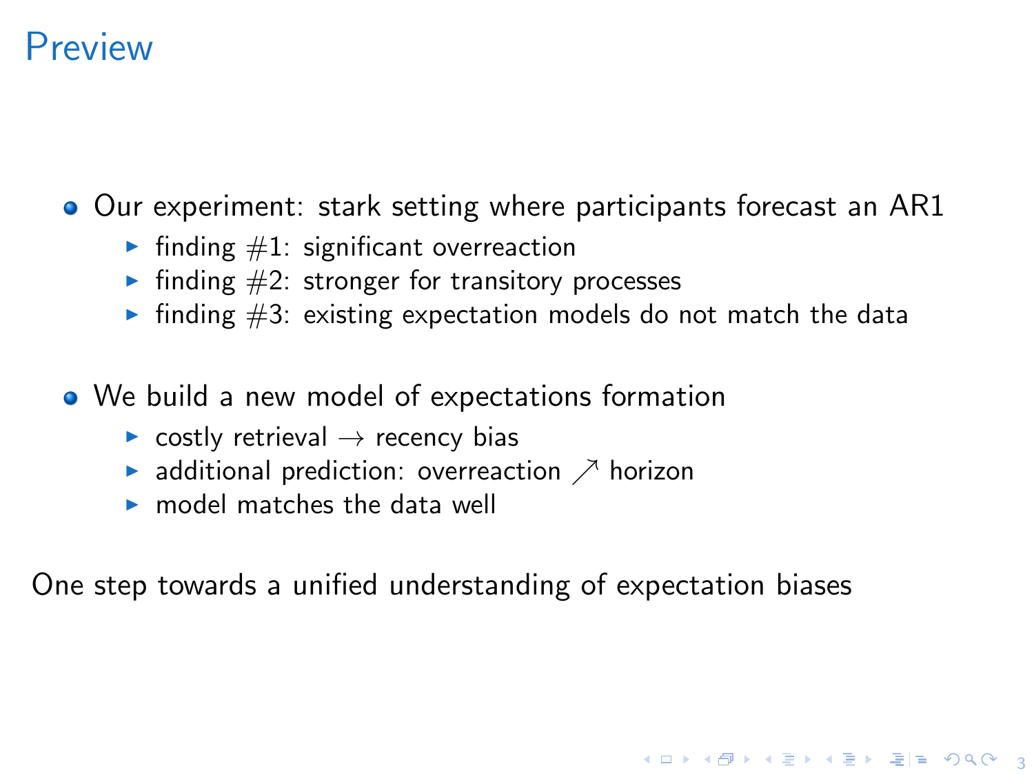# Preview

- Our experiment: stark setting where participants forecast an AR1
  - finding #1: significant overreaction
  - finding #2: stronger for transitory processes
  - finding #3: existing expectation models do not match the data
- We build a new model of expectations formation
  - costly retrieval $\rightarrow$ recency bias
  - additional prediction: overreaction $\nearrow$ horizon
  - model matches the data well

One step towards a unified understanding of expectation biases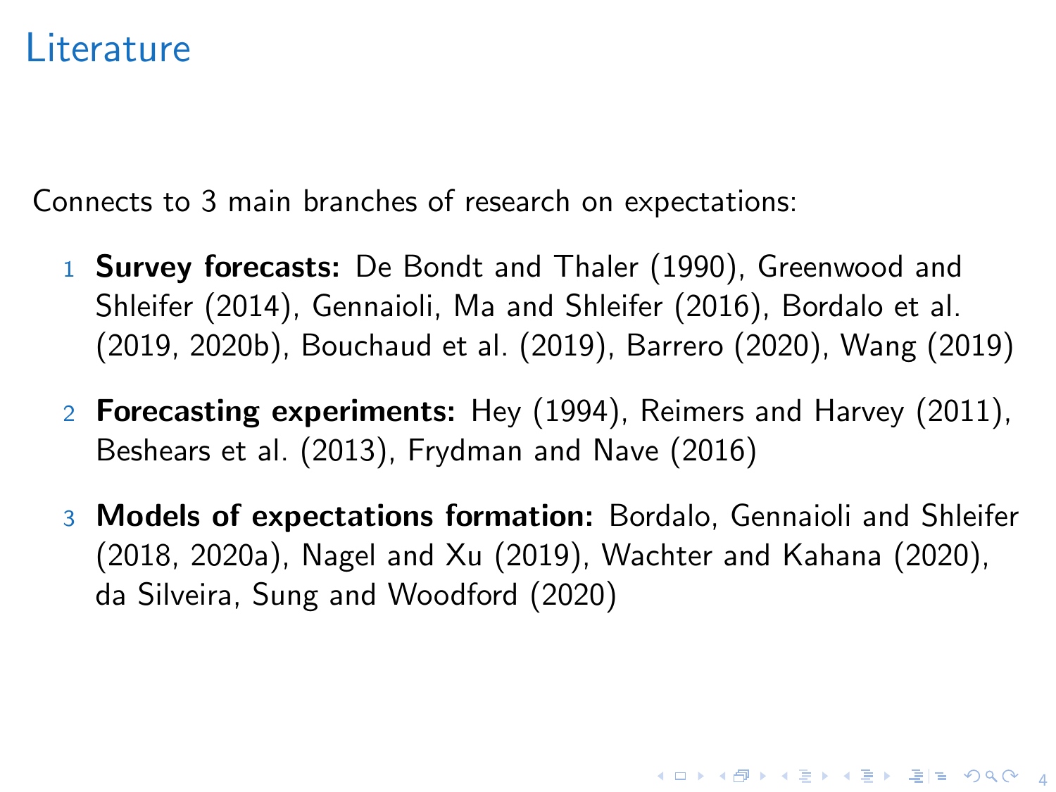# Literature

Connects to 3 main branches of research on expectations:

1. **Survey forecasts:** De Bondt and Thaler (1990), Greenwood and Shleifer (2014), Gennaioli, Ma and Shleifer (2016), Bordalo et al. (2019, 2020b), Bouchaud et al. (2019), Barrero (2020), Wang (2019)

2. **Forecasting experiments:** Hey (1994), Reimers and Harvey (2011), Beshears et al. (2013), Frydman and Nave (2016)

3. **Models of expectations formation:** Bordalo, Gennaioli and Shleifer (2018, 2020a), Nagel and Xu (2019), Wachter and Kahana (2020), da Silveira, Sung and Woodford (2020)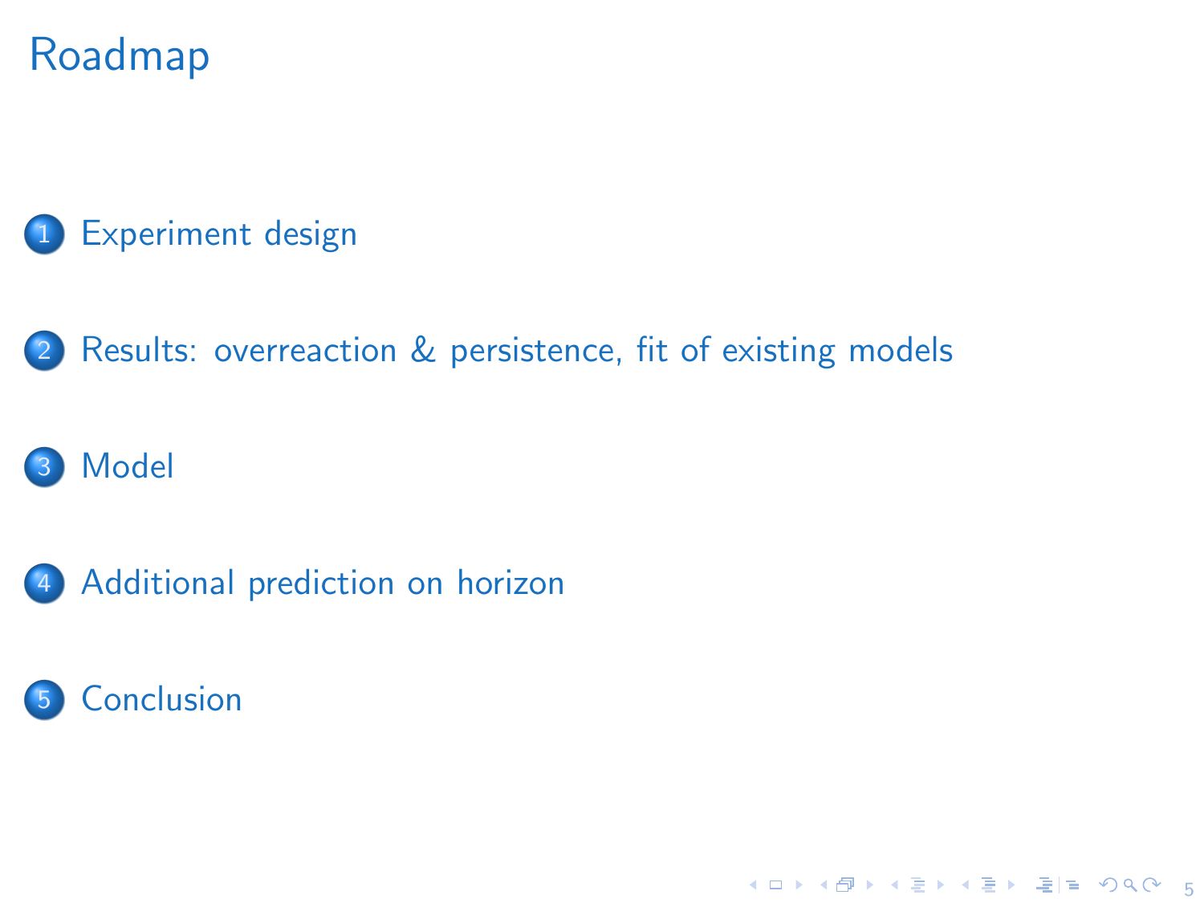# Roadmap

1. Experiment design
2. Results: overreaction & persistence, fit of existing models
3. Model
4. Additional prediction on horizon
5. Conclusion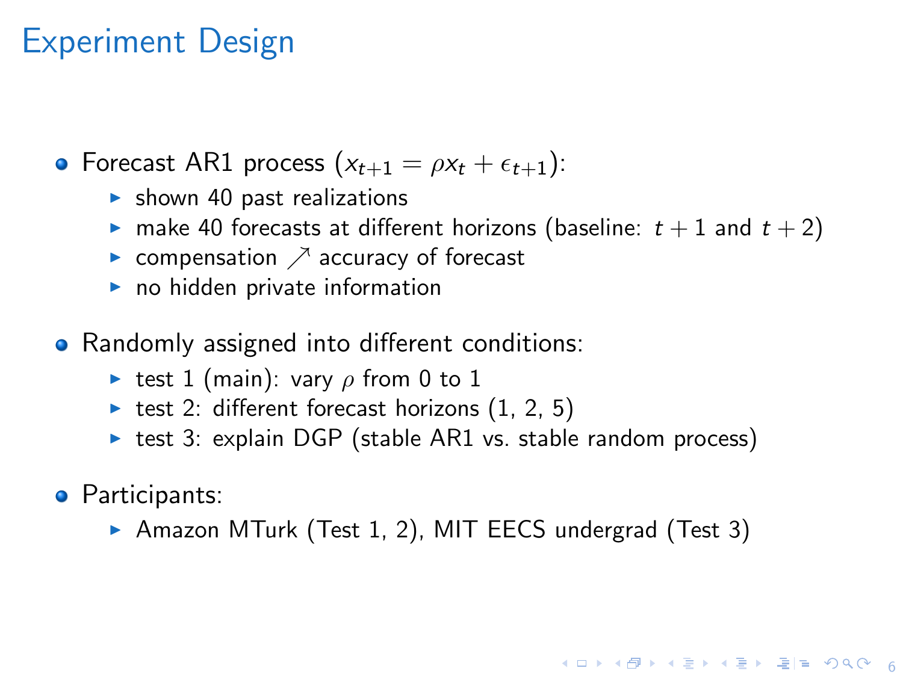# Experiment Design

- Forecast AR1 process ($x_{t+1} = \rho x_t + \epsilon_{t+1}$):
  - shown 40 past realizations
  - make 40 forecasts at different horizons (baseline: $t + 1$ and $t + 2$)
  - compensation $\nearrow$ accuracy of forecast
  - no hidden private information
- Randomly assigned into different conditions:
  - test 1 (main): vary $\rho$ from 0 to 1
  - test 2: different forecast horizons (1, 2, 5)
  - test 3: explain DGP (stable AR1 vs. stable random process)
- Participants:
  - Amazon MTurk (Test 1, 2), MIT EECS undergrad (Test 3)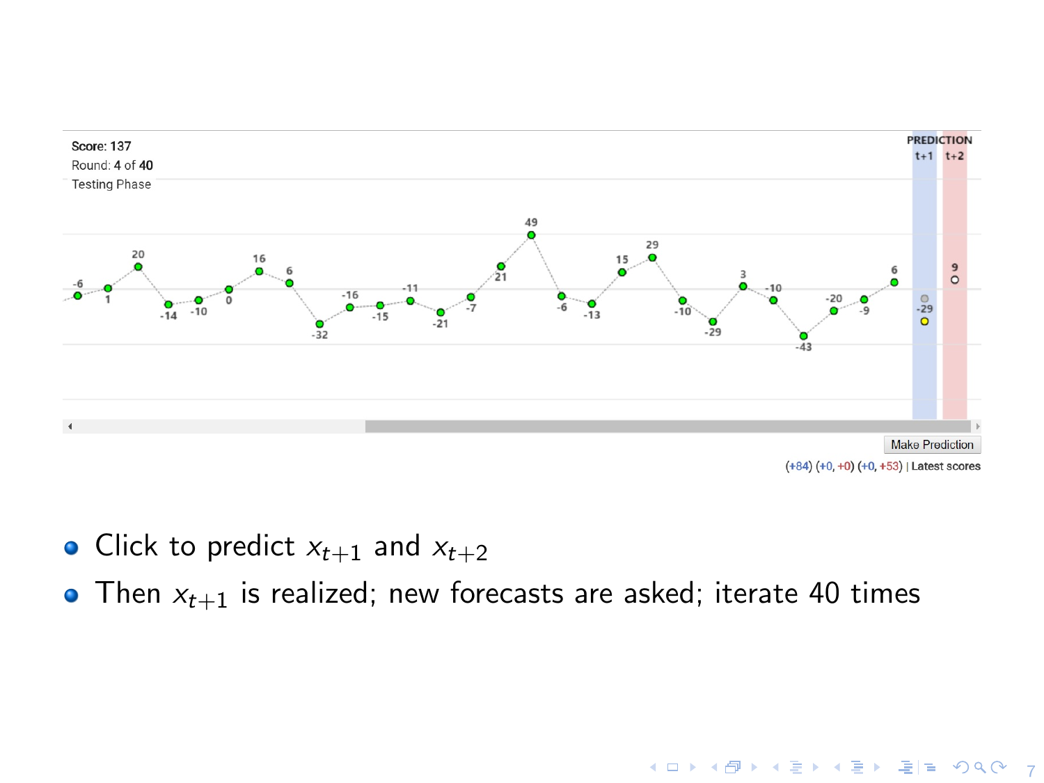Score: 137
Round: 4 of 40
Testing Phase

PREDICTION
t+1 t+2

Make Prediction

(+84) (+0, +0) (+0, +53) | Latest scores

- Click to predict $x_{t+1}$ and $x_{t+2}$
- Then $x_{t+1}$ is realized; new forecasts are asked; iterate 40 times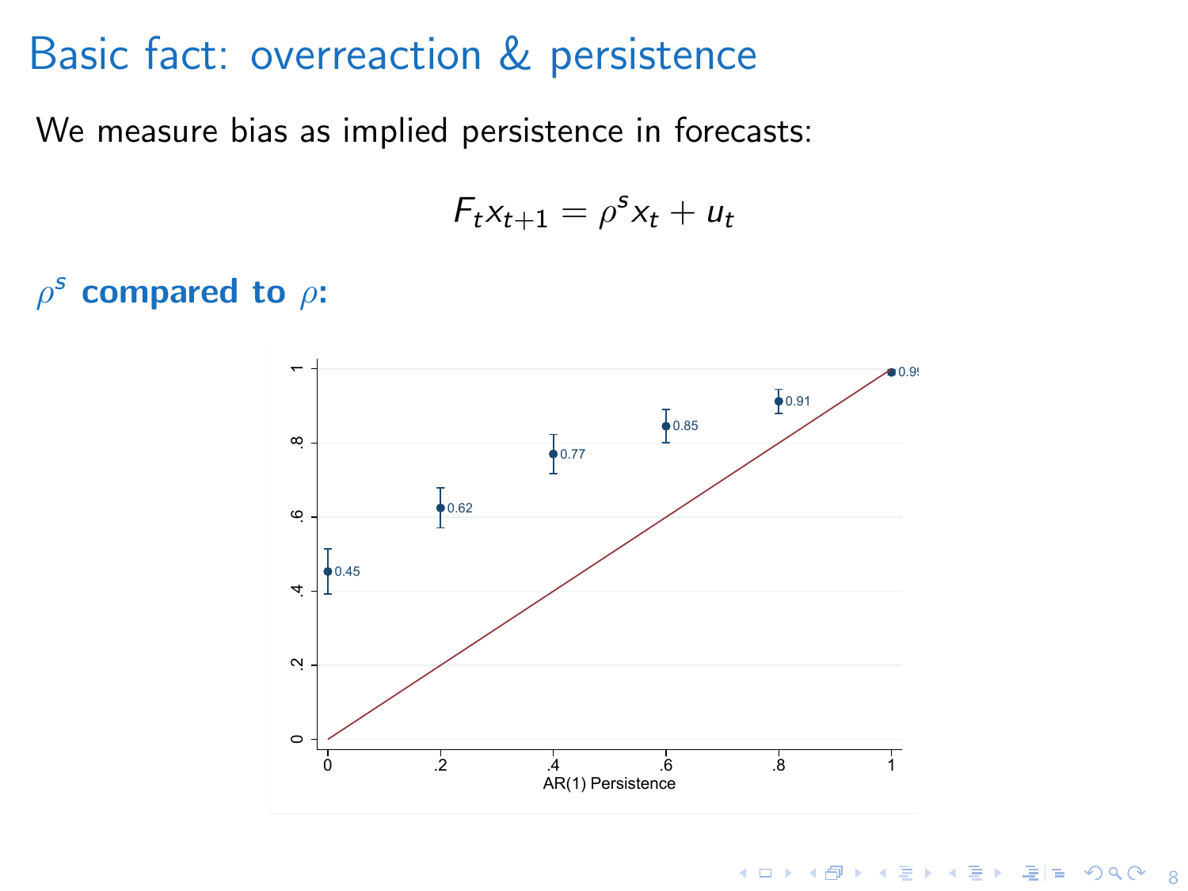# Basic fact: overreaction & persistence

We measure bias as implied persistence in forecasts:

$$F_t x_{t+1} = \rho^s x_t + u_t$$

**$\rho^s$ compared to $\rho$:**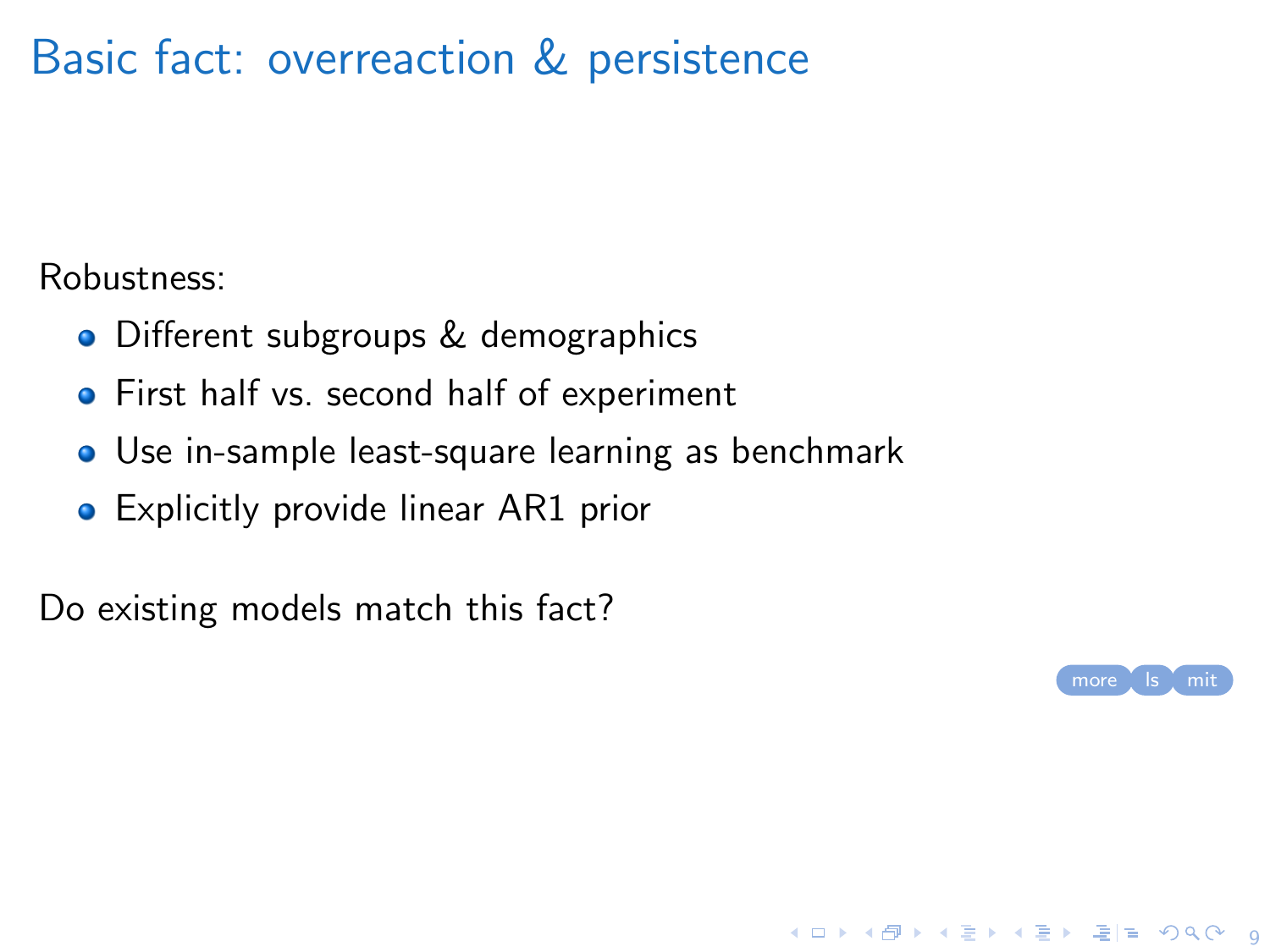# Basic fact: overreaction & persistence

Robustness:

- Different subgroups & demographics
- First half vs. second half of experiment
- Use in-sample least-square learning as benchmark
- Explicitly provide linear AR1 prior

Do existing models match this fact?

more ls mit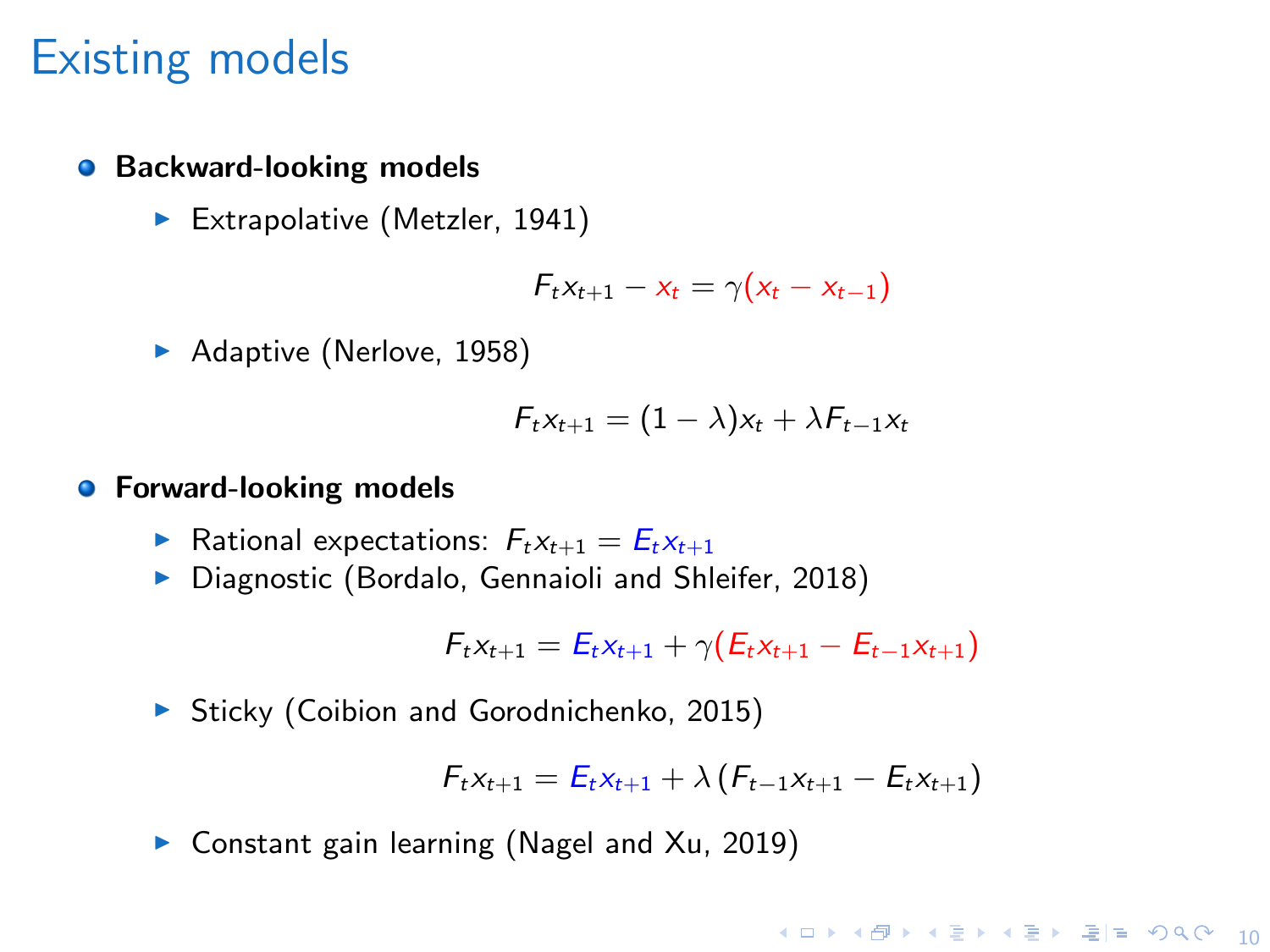# Existing models

- **Backward-looking models**
  - Extrapolative (Metzler, 1941)

$$F_t x_{t+1} - x_t = \gamma(x_t - x_{t-1})$$

  - Adaptive (Nerlove, 1958)

$$F_t x_{t+1} = (1-\lambda)x_t + \lambda F_{t-1} x_t$$

- **Forward-looking models**
  - Rational expectations: $F_t x_{t+1} = E_t x_{t+1}$
  - Diagnostic (Bordalo, Gennaioli and Shleifer, 2018)

$$F_t x_{t+1} = E_t x_{t+1} + \gamma(E_t x_{t+1} - E_{t-1} x_{t+1})$$

  - Sticky (Coibion and Gorodnichenko, 2015)

$$F_t x_{t+1} = E_t x_{t+1} + \lambda\left(F_{t-1} x_{t+1} - E_t x_{t+1}\right)$$

  - Constant gain learning (Nagel and Xu, 2019)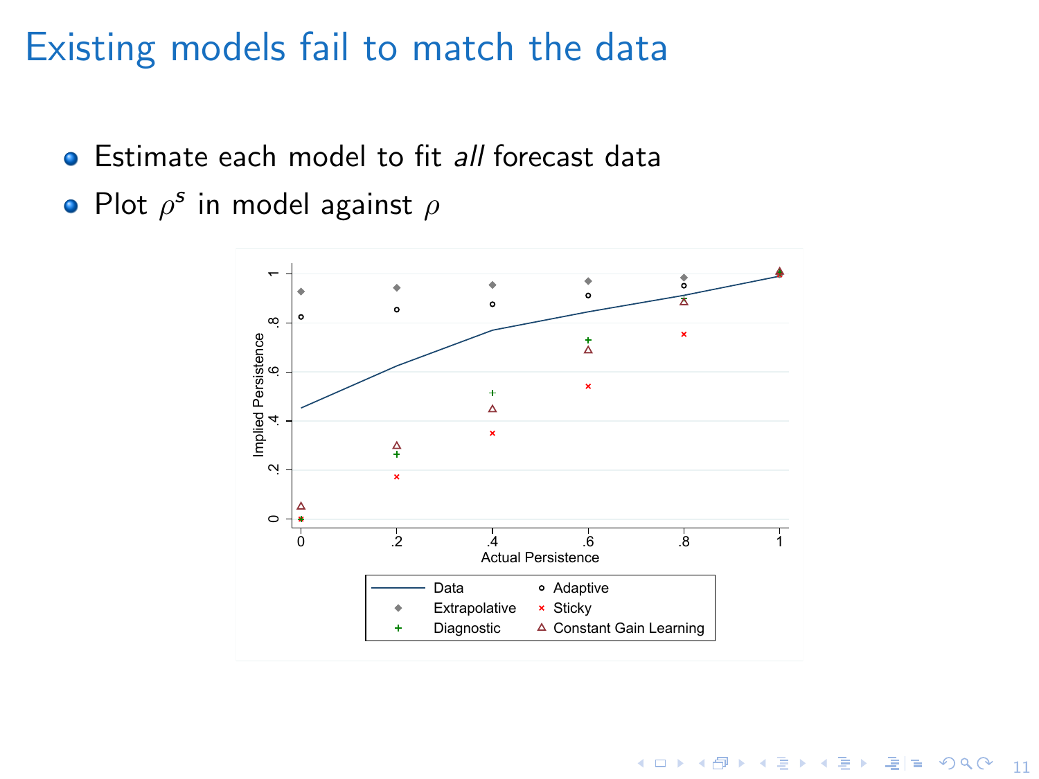# Existing models fail to match the data

- Estimate each model to fit *all* forecast data
- Plot $\rho^s$ in model against $\rho$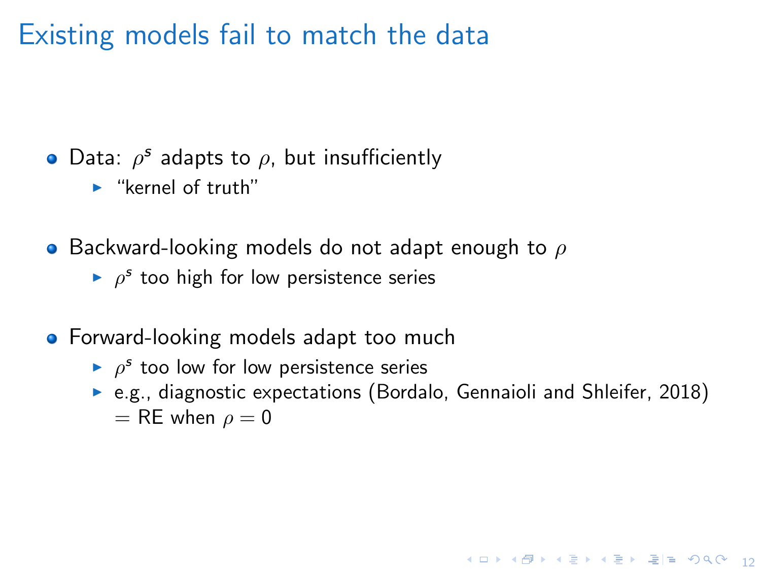# Existing models fail to match the data

- Data: $\rho^s$ adapts to $\rho$, but insufficiently
  - "kernel of truth"
- Backward-looking models do not adapt enough to $\rho$
  - $\rho^s$ too high for low persistence series
- Forward-looking models adapt too much
  - $\rho^s$ too low for low persistence series
  - e.g., diagnostic expectations (Bordalo, Gennaioli and Shleifer, 2018) = RE when $\rho = 0$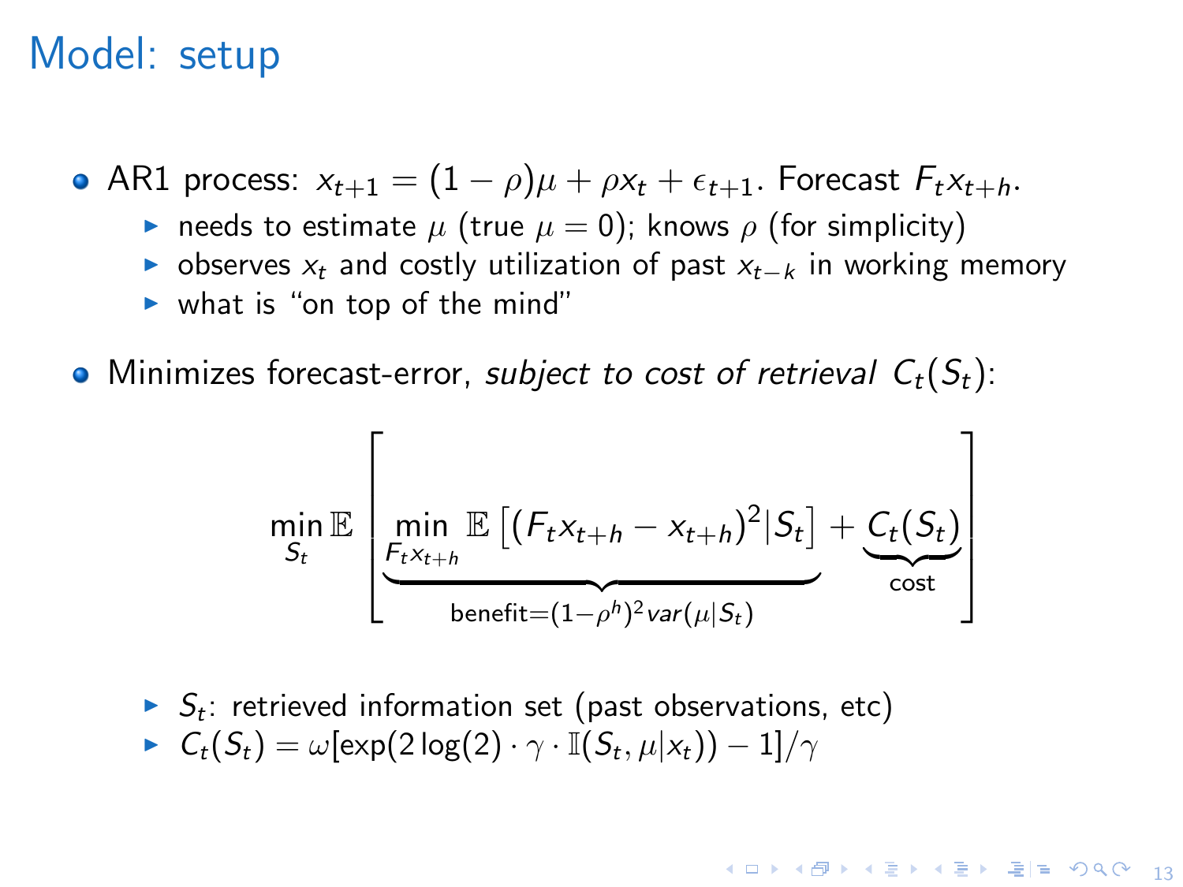# Model: setup

- AR1 process: $x_{t+1} = (1-\rho)\mu + \rho x_t + \epsilon_{t+1}$. Forecast $F_t x_{t+h}$.
  - needs to estimate $\mu$ (true $\mu = 0$); knows $\rho$ (for simplicity)
  - observes $x_t$ and costly utilization of past $x_{t-k}$ in working memory
  - what is "on top of the mind"
- Minimizes forecast-error, *subject to cost of retrieval* $C_t(S_t)$:

$$\min_{S_t} \mathbb{E}\left[\underbrace{\min_{F_t x_{t+h}} \mathbb{E}\left[(F_t x_{t+h} - x_{t+h})^2 | S_t\right]}_{\text{benefit}=(1-\rho^h)^2 var(\mu|S_t)} + \underbrace{C_t(S_t)}_{\text{cost}}\right]$$

  - $S_t$: retrieved information set (past observations, etc)
  - $C_t(S_t) = \omega[\exp(2\log(2)\cdot\gamma\cdot\mathbb{I}(S_t, \mu|x_t)) - 1]/\gamma$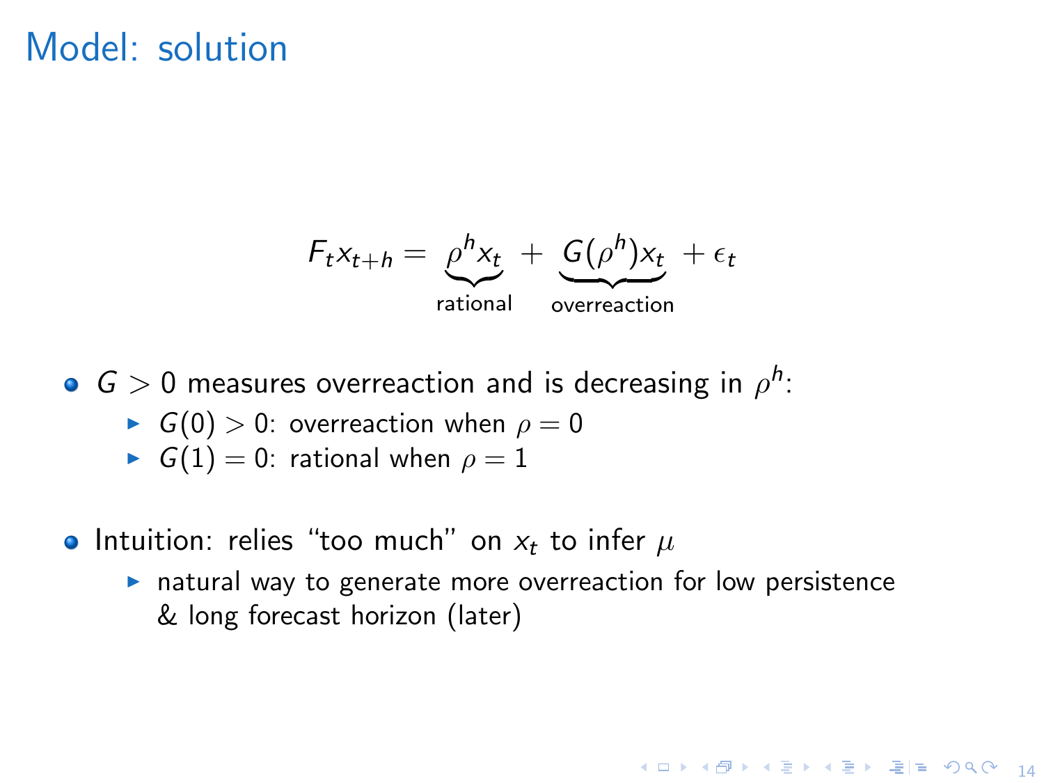# Model: solution

$$F_t x_{t+h} = \underbrace{\rho^h x_t}_{\text{rational}} + \underbrace{G(\rho^h) x_t}_{\text{overreaction}} + \epsilon_t$$

- $G > 0$ measures overreaction and is decreasing in $\rho^h$:
  - $G(0) > 0$: overreaction when $\rho = 0$
  - $G(1) = 0$: rational when $\rho = 1$
- Intuition: relies "too much" on $x_t$ to infer $\mu$
  - natural way to generate more overreaction for low persistence & long forecast horizon (later)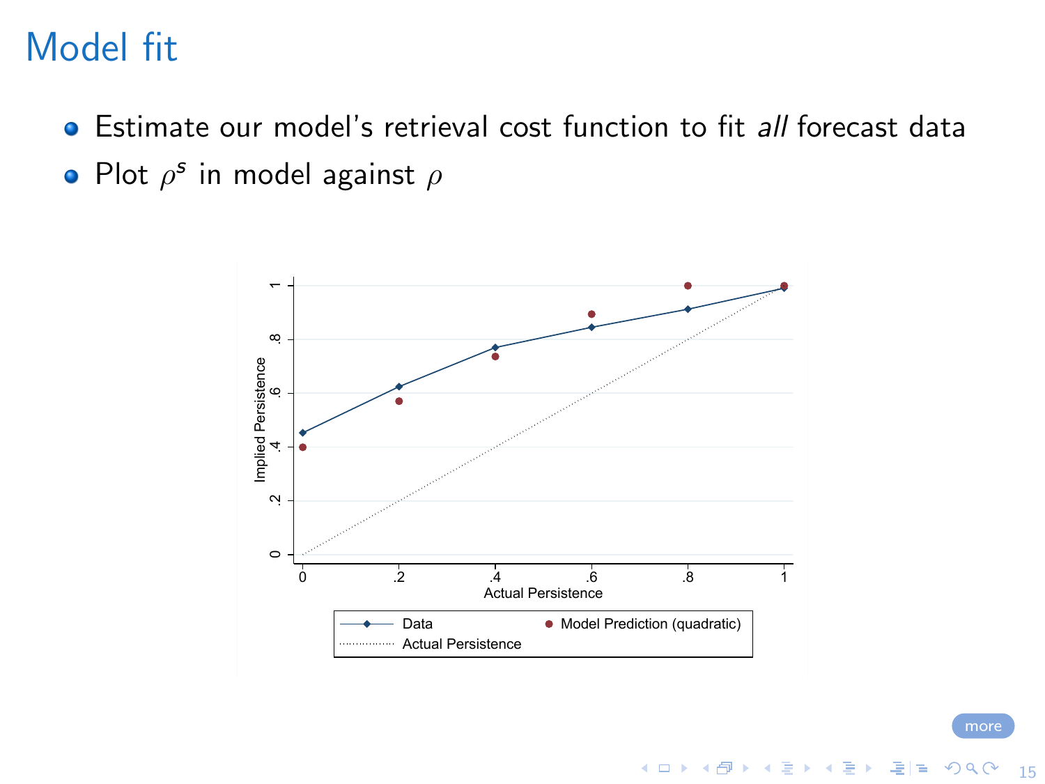# Model fit

- Estimate our model's retrieval cost function to fit *all* forecast data
- Plot $\rho^s$ in model against $\rho$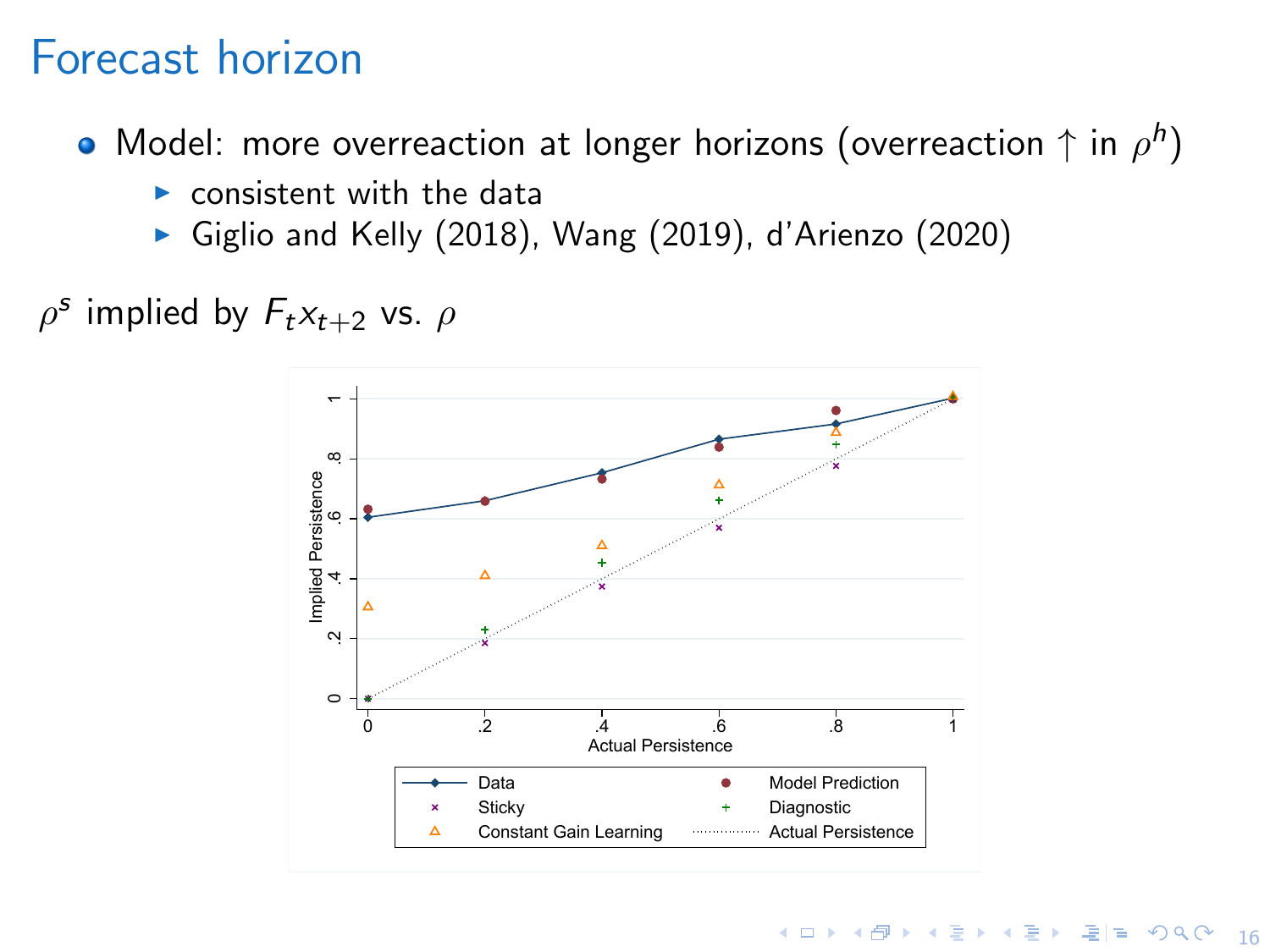# Forecast horizon

- Model: more overreaction at longer horizons (overreaction ↑ in $\rho^h$)
  - consistent with the data
  - Giglio and Kelly (2018), Wang (2019), d'Arienzo (2020)

$\rho^s$ implied by $F_t x_{t+2}$ vs. $\rho$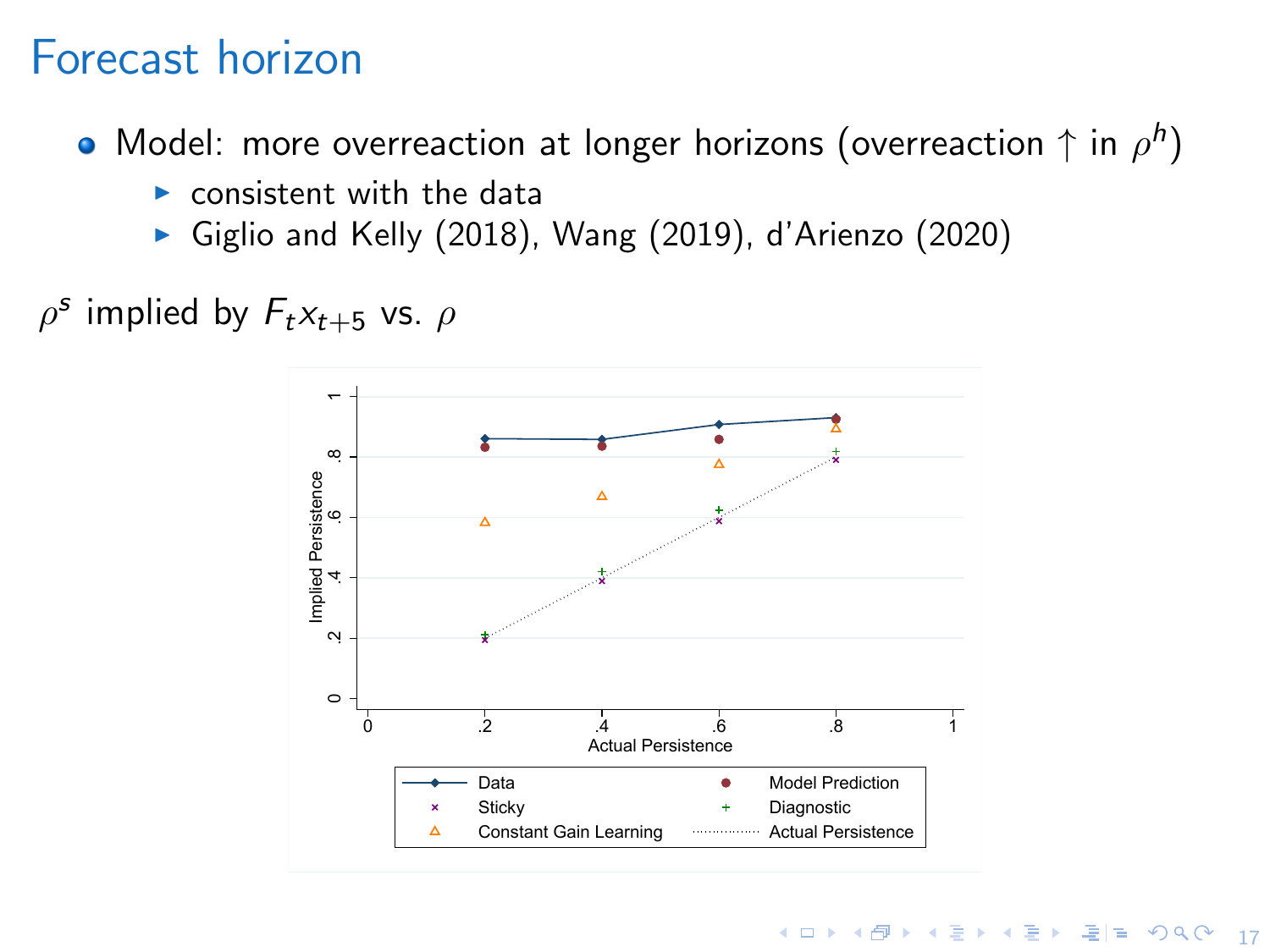# Forecast horizon

- Model: more overreaction at longer horizons (overreaction ↑ in $\rho^h$)
  - consistent with the data
  - Giglio and Kelly (2018), Wang (2019), d'Arienzo (2020)

$\rho^s$ implied by $F_t x_{t+5}$ vs. $\rho$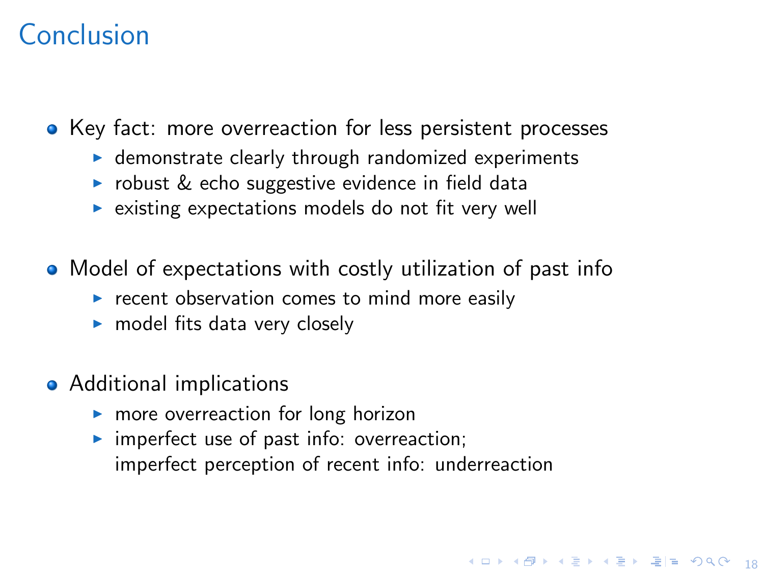# Conclusion

- Key fact: more overreaction for less persistent processes
  - demonstrate clearly through randomized experiments
  - robust & echo suggestive evidence in field data
  - existing expectations models do not fit very well
- Model of expectations with costly utilization of past info
  - recent observation comes to mind more easily
  - model fits data very closely
- Additional implications
  - more overreaction for long horizon
  - imperfect use of past info: overreaction;
    imperfect perception of recent info: underreaction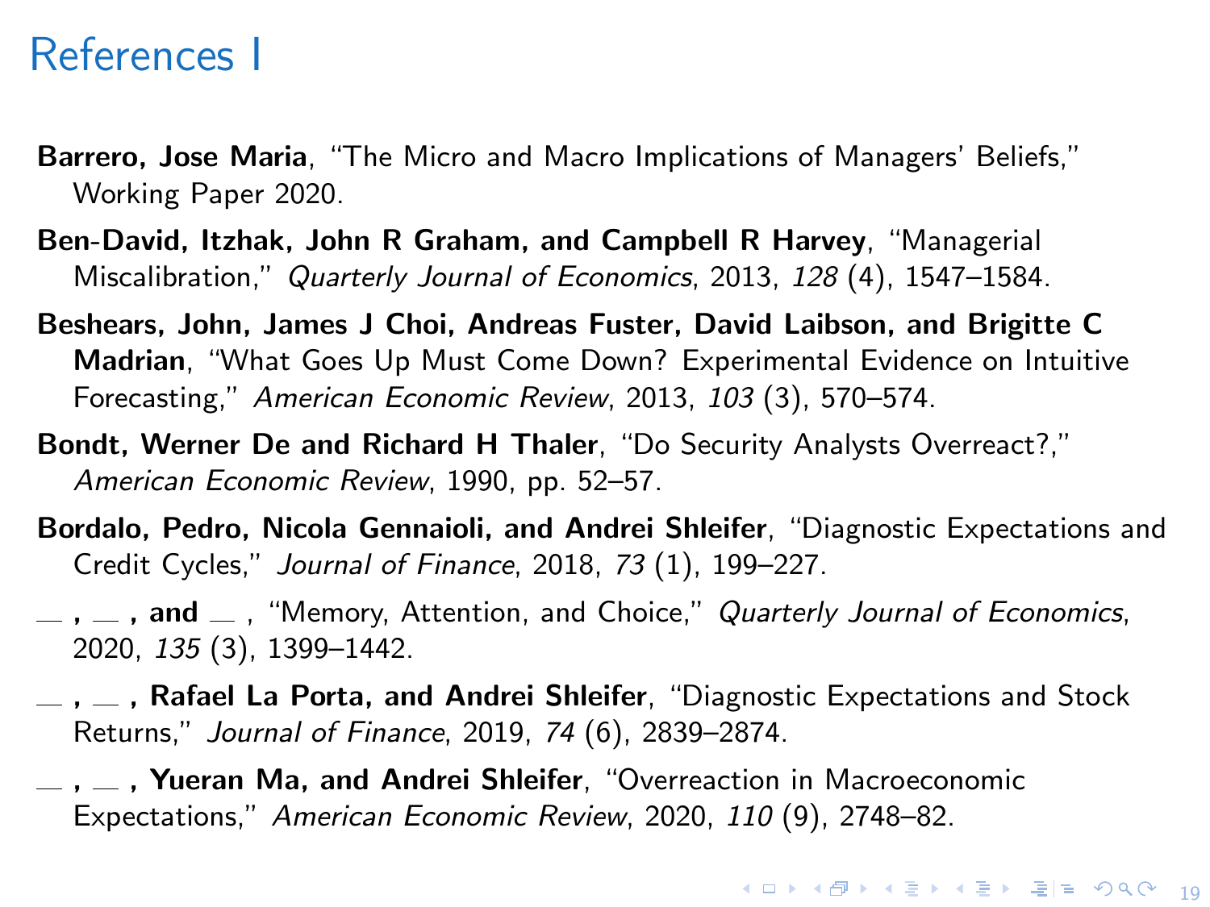# References I

**Barrero, Jose Maria**, "The Micro and Macro Implications of Managers' Beliefs," Working Paper 2020.

**Ben-David, Itzhak, John R Graham, and Campbell R Harvey**, "Managerial Miscalibration," *Quarterly Journal of Economics*, 2013, *128* (4), 1547–1584.

**Beshears, John, James J Choi, Andreas Fuster, David Laibson, and Brigitte C Madrian**, "What Goes Up Must Come Down? Experimental Evidence on Intuitive Forecasting," *American Economic Review*, 2013, *103* (3), 570–574.

**Bondt, Werner De and Richard H Thaler**, "Do Security Analysts Overreact?," *American Economic Review*, 1990, pp. 52–57.

**Bordalo, Pedro, Nicola Gennaioli, and Andrei Shleifer**, "Diagnostic Expectations and Credit Cycles," *Journal of Finance*, 2018, *73* (1), 199–227.

**__ , __ , and __** , "Memory, Attention, and Choice," *Quarterly Journal of Economics*, 2020, *135* (3), 1399–1442.

**__ , __ , Rafael La Porta, and Andrei Shleifer**, "Diagnostic Expectations and Stock Returns," *Journal of Finance*, 2019, *74* (6), 2839–2874.

**__ , __ , Yueran Ma, and Andrei Shleifer**, "Overreaction in Macroeconomic Expectations," *American Economic Review*, 2020, *110* (9), 2748–82.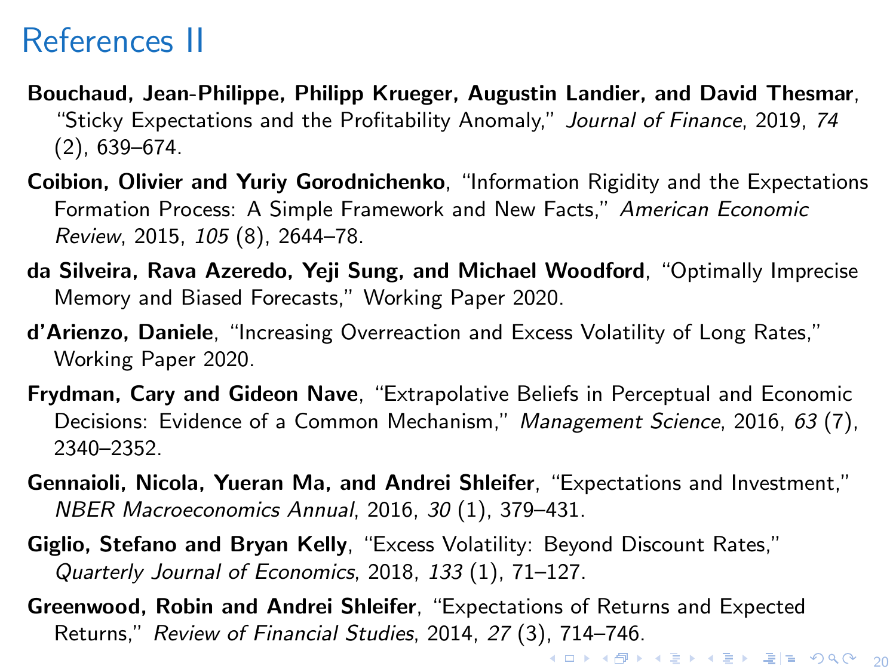# References II

**Bouchaud, Jean-Philippe, Philipp Krueger, Augustin Landier, and David Thesmar**, "Sticky Expectations and the Profitability Anomaly," *Journal of Finance*, 2019, *74* (2), 639–674.

**Coibion, Olivier and Yuriy Gorodnichenko**, "Information Rigidity and the Expectations Formation Process: A Simple Framework and New Facts," *American Economic Review*, 2015, *105* (8), 2644–78.

**da Silveira, Rava Azeredo, Yeji Sung, and Michael Woodford**, "Optimally Imprecise Memory and Biased Forecasts," Working Paper 2020.

**d'Arienzo, Daniele**, "Increasing Overreaction and Excess Volatility of Long Rates," Working Paper 2020.

**Frydman, Cary and Gideon Nave**, "Extrapolative Beliefs in Perceptual and Economic Decisions: Evidence of a Common Mechanism," *Management Science*, 2016, *63* (7), 2340–2352.

**Gennaioli, Nicola, Yueran Ma, and Andrei Shleifer**, "Expectations and Investment," *NBER Macroeconomics Annual*, 2016, *30* (1), 379–431.

**Giglio, Stefano and Bryan Kelly**, "Excess Volatility: Beyond Discount Rates," *Quarterly Journal of Economics*, 2018, *133* (1), 71–127.

**Greenwood, Robin and Andrei Shleifer**, "Expectations of Returns and Expected Returns," *Review of Financial Studies*, 2014, *27* (3), 714–746.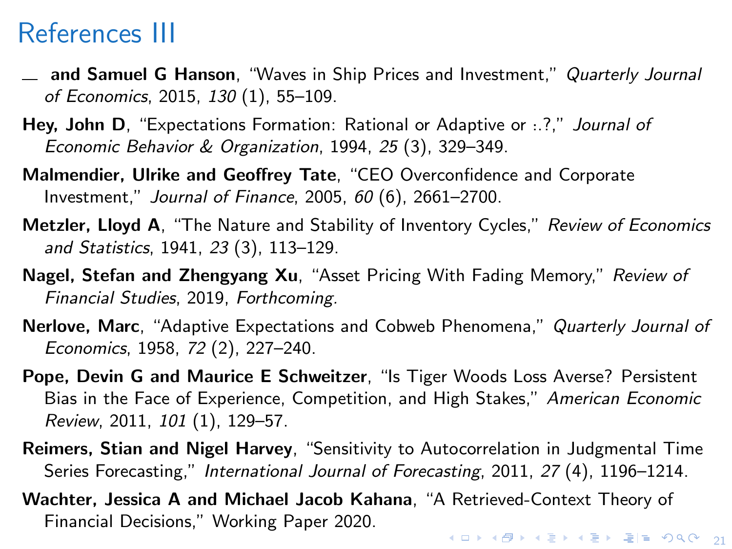# References III

— **and Samuel G Hanson**, "Waves in Ship Prices and Investment," *Quarterly Journal of Economics*, 2015, *130* (1), 55–109.

**Hey, John D**, "Expectations Formation: Rational or Adaptive or :.?," *Journal of Economic Behavior & Organization*, 1994, *25* (3), 329–349.

**Malmendier, Ulrike and Geoffrey Tate**, "CEO Overconfidence and Corporate Investment," *Journal of Finance*, 2005, *60* (6), 2661–2700.

**Metzler, Lloyd A**, "The Nature and Stability of Inventory Cycles," *Review of Economics and Statistics*, 1941, *23* (3), 113–129.

**Nagel, Stefan and Zhengyang Xu**, "Asset Pricing With Fading Memory," *Review of Financial Studies*, 2019, *Forthcoming.*

**Nerlove, Marc**, "Adaptive Expectations and Cobweb Phenomena," *Quarterly Journal of Economics*, 1958, *72* (2), 227–240.

**Pope, Devin G and Maurice E Schweitzer**, "Is Tiger Woods Loss Averse? Persistent Bias in the Face of Experience, Competition, and High Stakes," *American Economic Review*, 2011, *101* (1), 129–57.

**Reimers, Stian and Nigel Harvey**, "Sensitivity to Autocorrelation in Judgmental Time Series Forecasting," *International Journal of Forecasting*, 2011, *27* (4), 1196–1214.

**Wachter, Jessica A and Michael Jacob Kahana**, "A Retrieved-Context Theory of Financial Decisions," Working Paper 2020.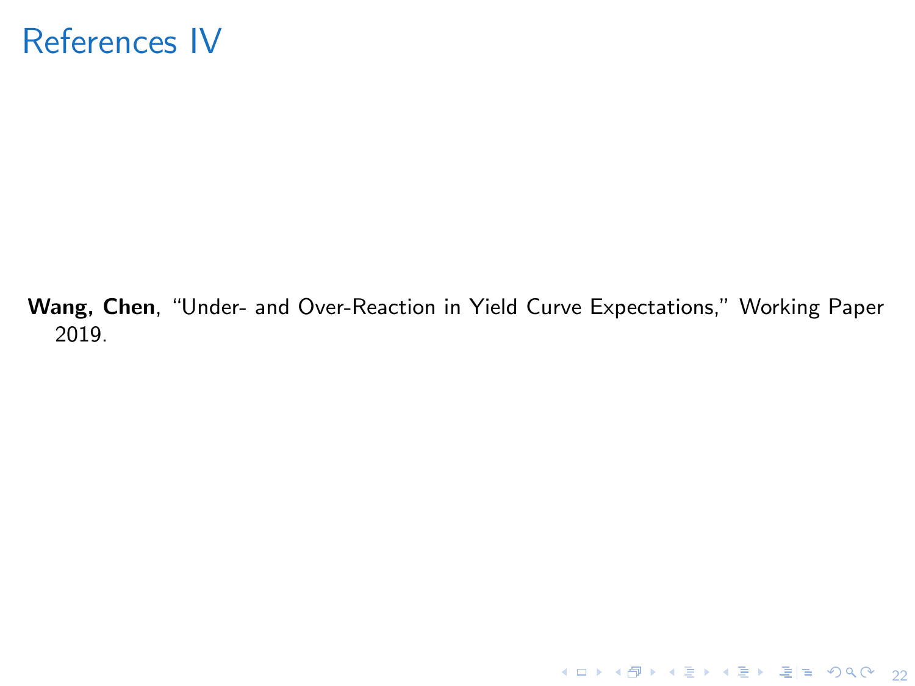# References IV

**Wang, Chen**, "Under- and Over-Reaction in Yield Curve Expectations," Working Paper 2019.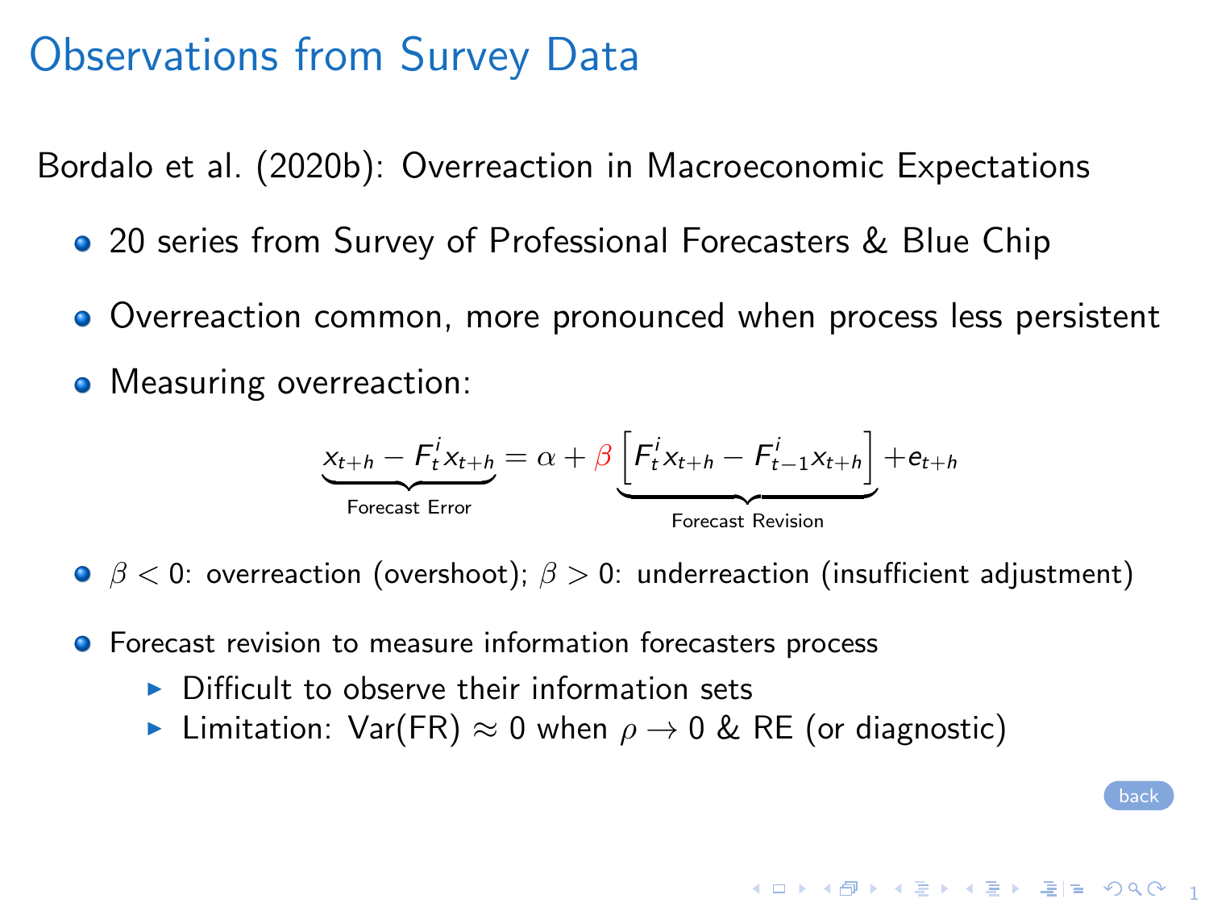# Observations from Survey Data

Bordalo et al. (2020b): Overreaction in Macroeconomic Expectations

- 20 series from Survey of Professional Forecasters & Blue Chip
- Overreaction common, more pronounced when process less persistent
- Measuring overreaction:

$$\underbrace{x_{t+h} - F_t^i x_{t+h}}_{\text{Forecast Error}} = \alpha + \beta \underbrace{\left[ F_t^i x_{t+h} - F_{t-1}^i x_{t+h} \right]}_{\text{Forecast Revision}} + e_{t+h}$$

- $\beta < 0$: overreaction (overshoot); $\beta > 0$: underreaction (insufficient adjustment)
- Forecast revision to measure information forecasters process
  - Difficult to observe their information sets
  - Limitation: Var(FR) $\approx 0$ when $\rho \to 0$ & RE (or diagnostic)

back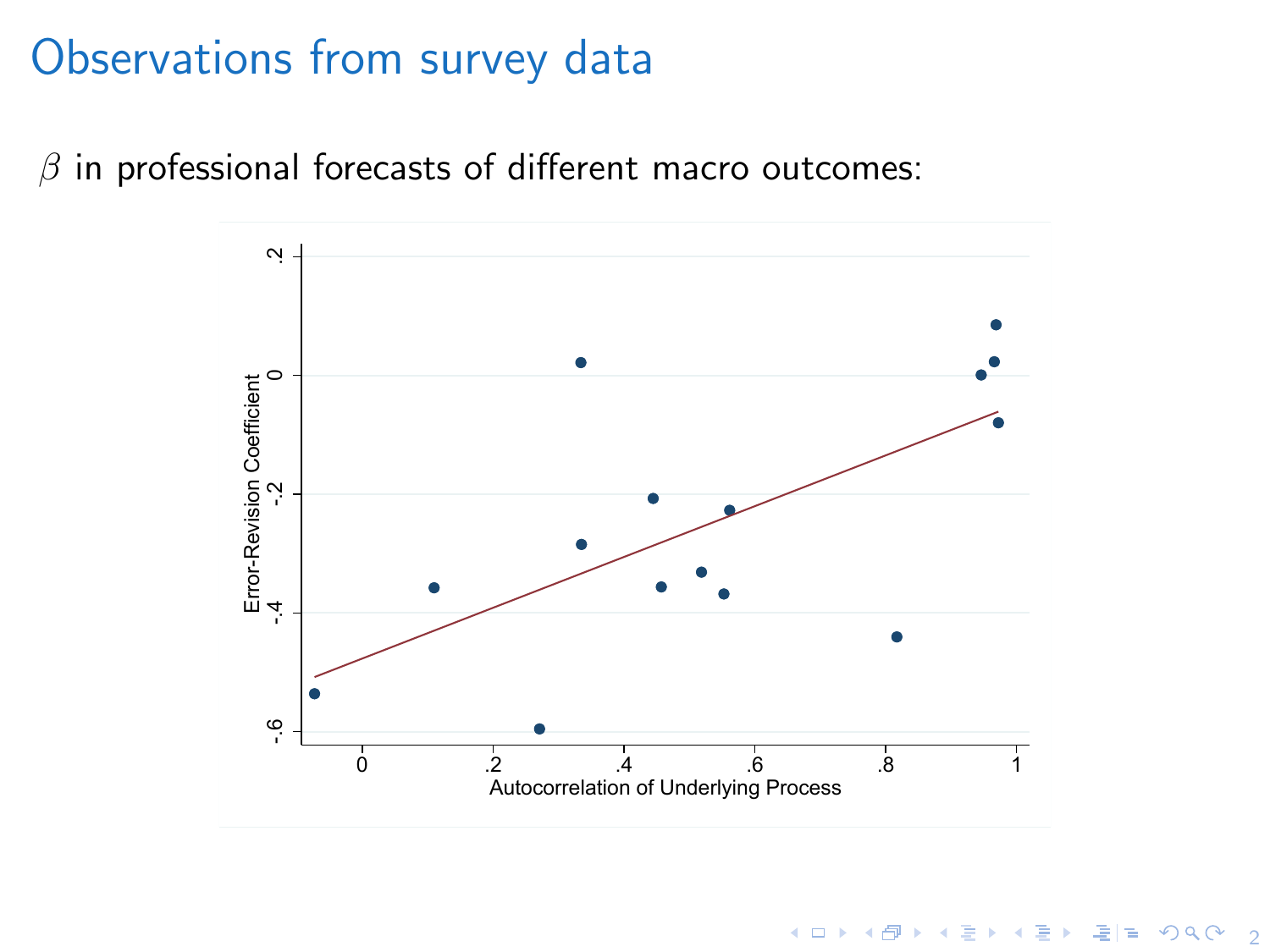# Observations from survey data

$\beta$ in professional forecasts of different macro outcomes:

Error-Revision Coefficient

Autocorrelation of Underlying Process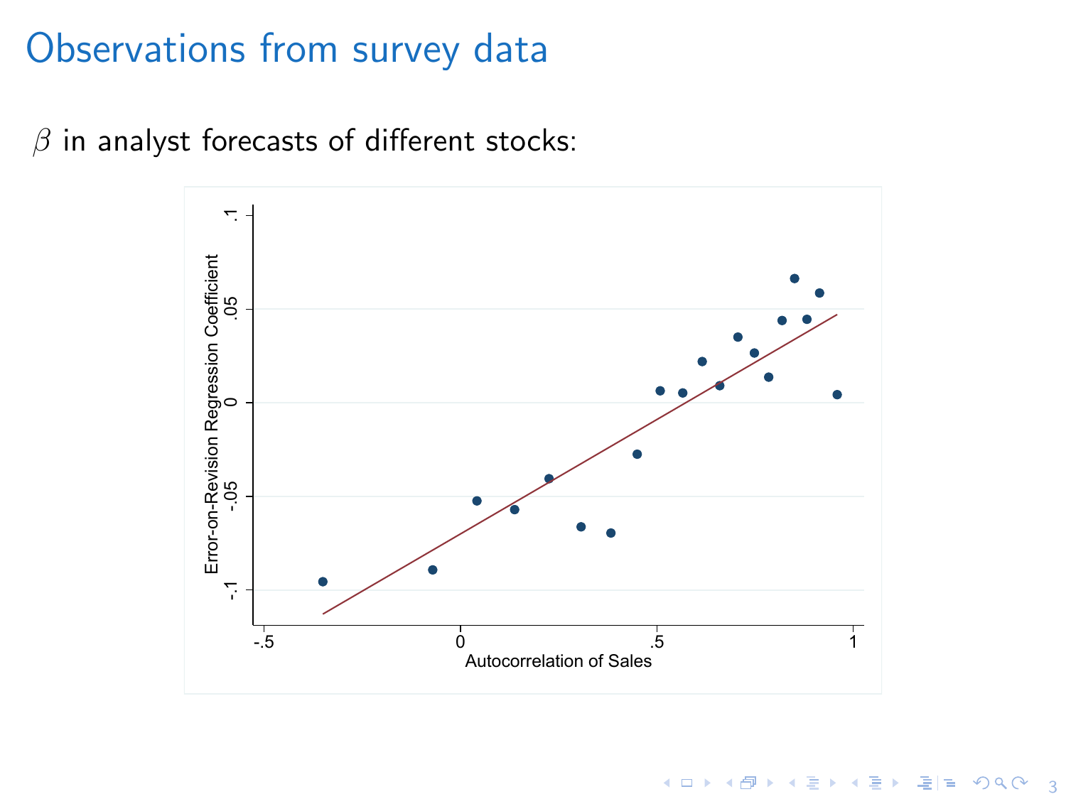# Observations from survey data

$\beta$ in analyst forecasts of different stocks: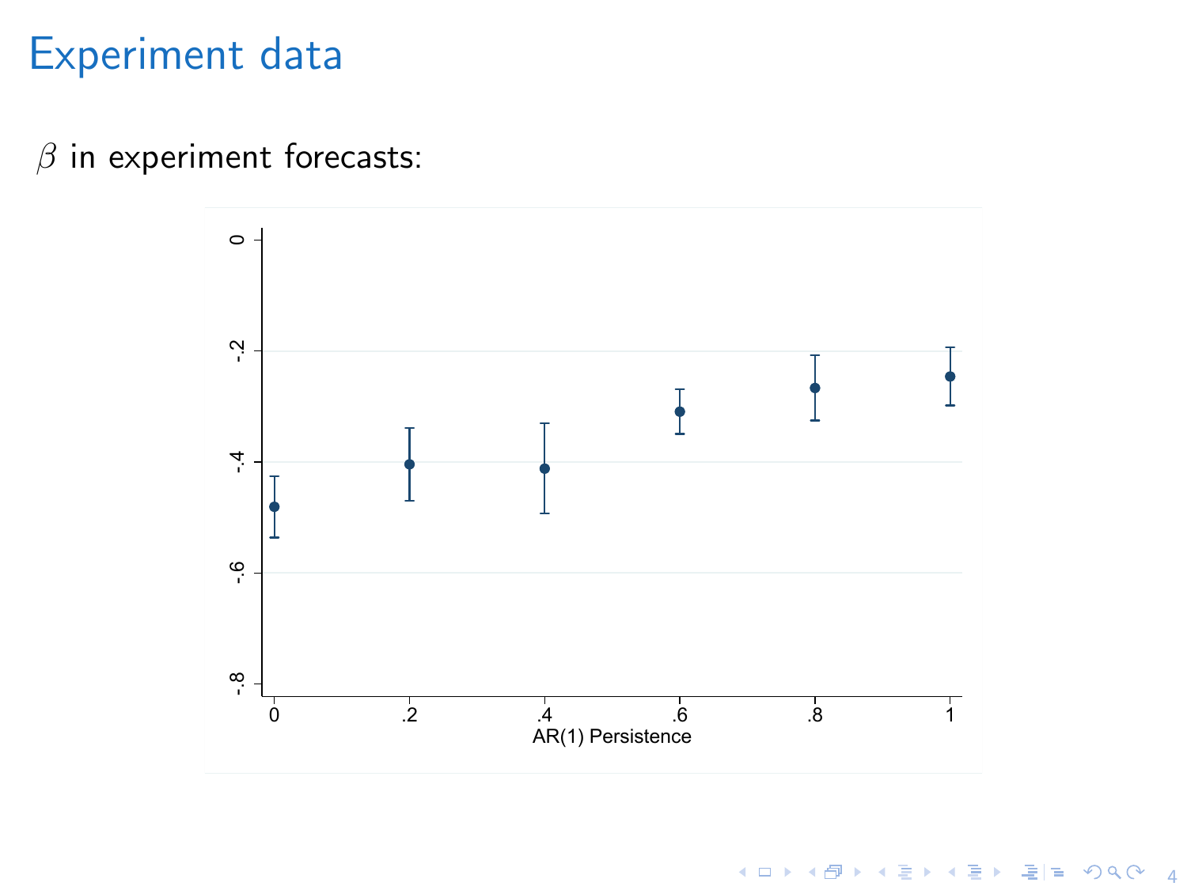# Experiment data

$\beta$ in experiment forecasts: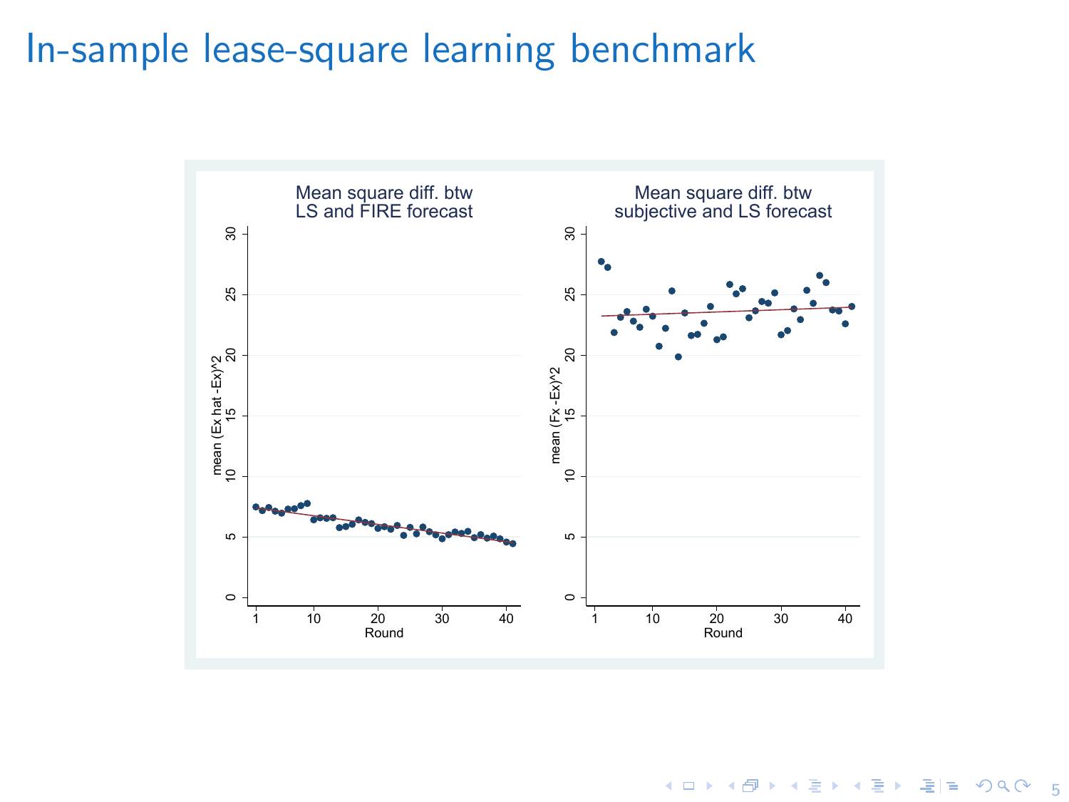# In-sample lease-square learning benchmark

Mean square diff. btw LS and FIRE forecast

mean (Ex hat -Ex)^2

Round

Mean square diff. btw subjective and LS forecast

mean (Fx -Ex)^2

Round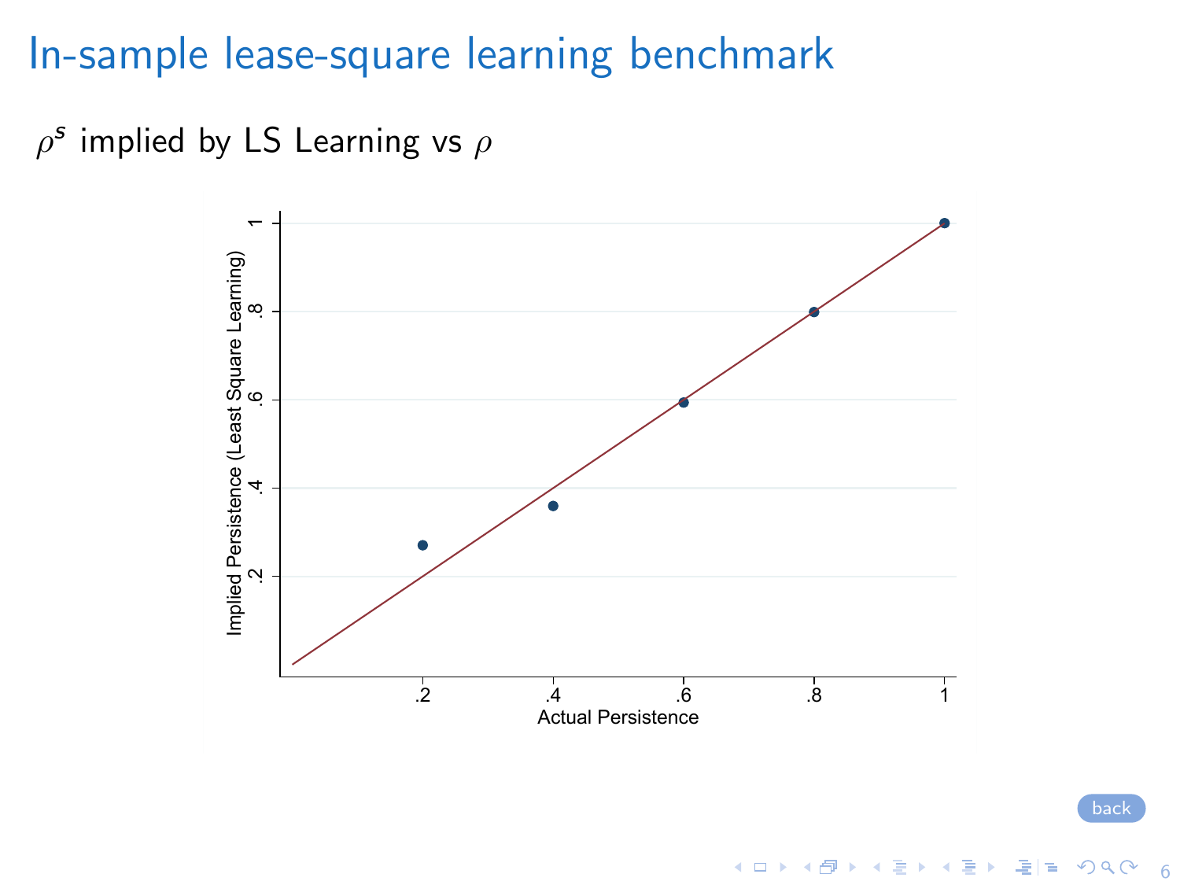# In-sample lease-square learning benchmark

$\rho^s$ implied by LS Learning vs $\rho$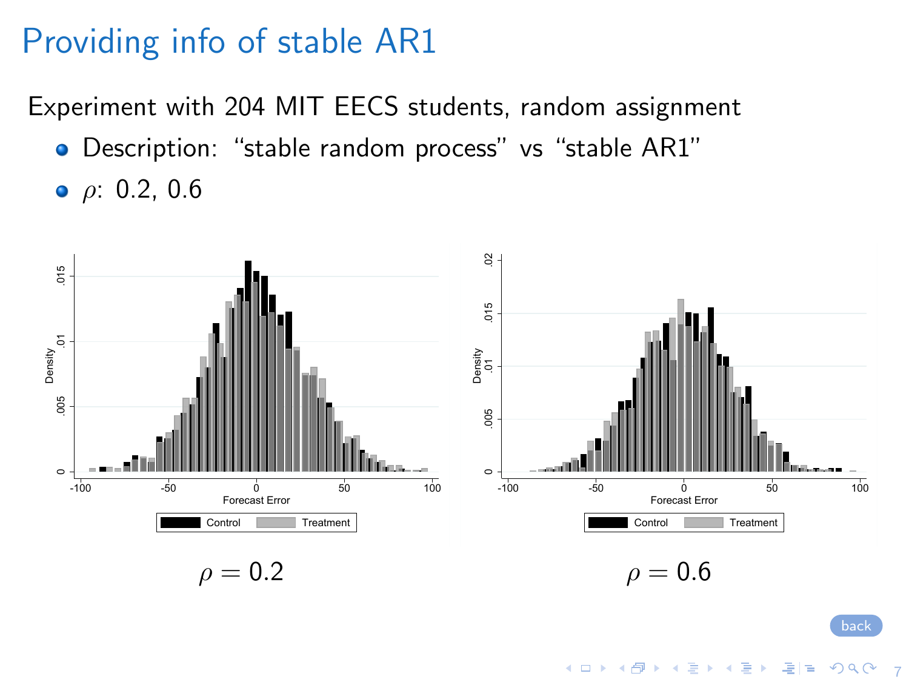# Providing info of stable AR1

Experiment with 204 MIT EECS students, random assignment

- Description: “stable random process” vs “stable AR1”
- $\rho$: 0.2, 0.6

$\rho = 0.2$

$\rho = 0.6$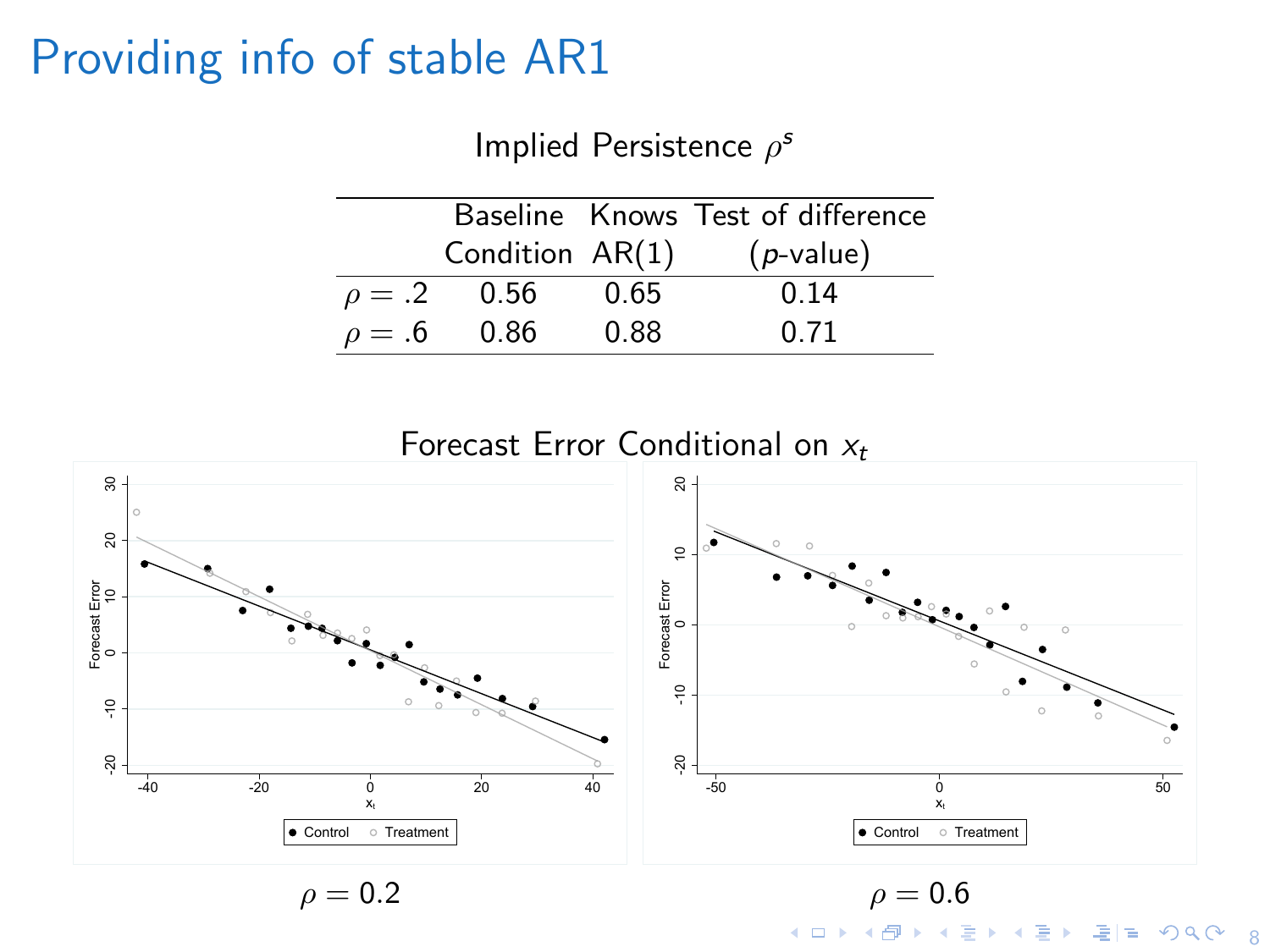# Providing info of stable AR1

Implied Persistence $\rho^s$

| | Baseline Condition | Knows AR(1) | Test of difference ($p$-value) |
|---|---|---|---|
| $\rho = .2$ | 0.56 | 0.65 | 0.14 |
| $\rho = .6$ | 0.86 | 0.88 | 0.71 |

Forecast Error Conditional on $x_t$

$\rho = 0.2$

$\rho = 0.6$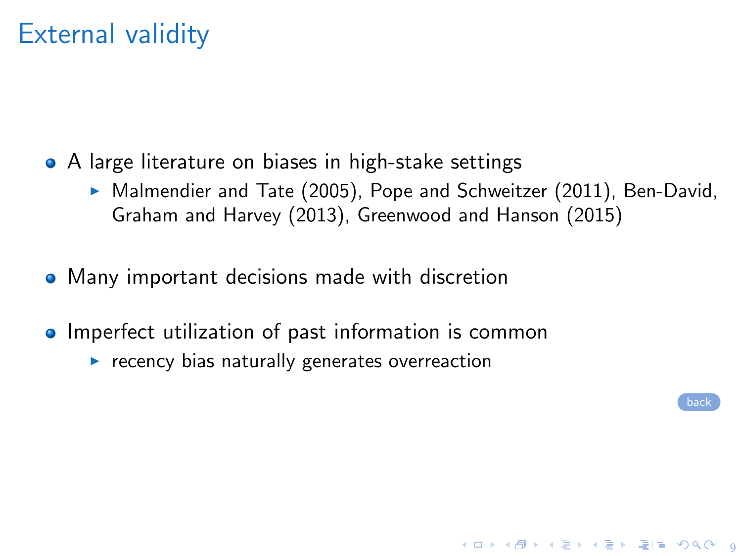# External validity

- A large literature on biases in high-stake settings
  - Malmendier and Tate (2005), Pope and Schweitzer (2011), Ben-David, Graham and Harvey (2013), Greenwood and Hanson (2015)
- Many important decisions made with discretion
- Imperfect utilization of past information is common
  - recency bias naturally generates overreaction

back